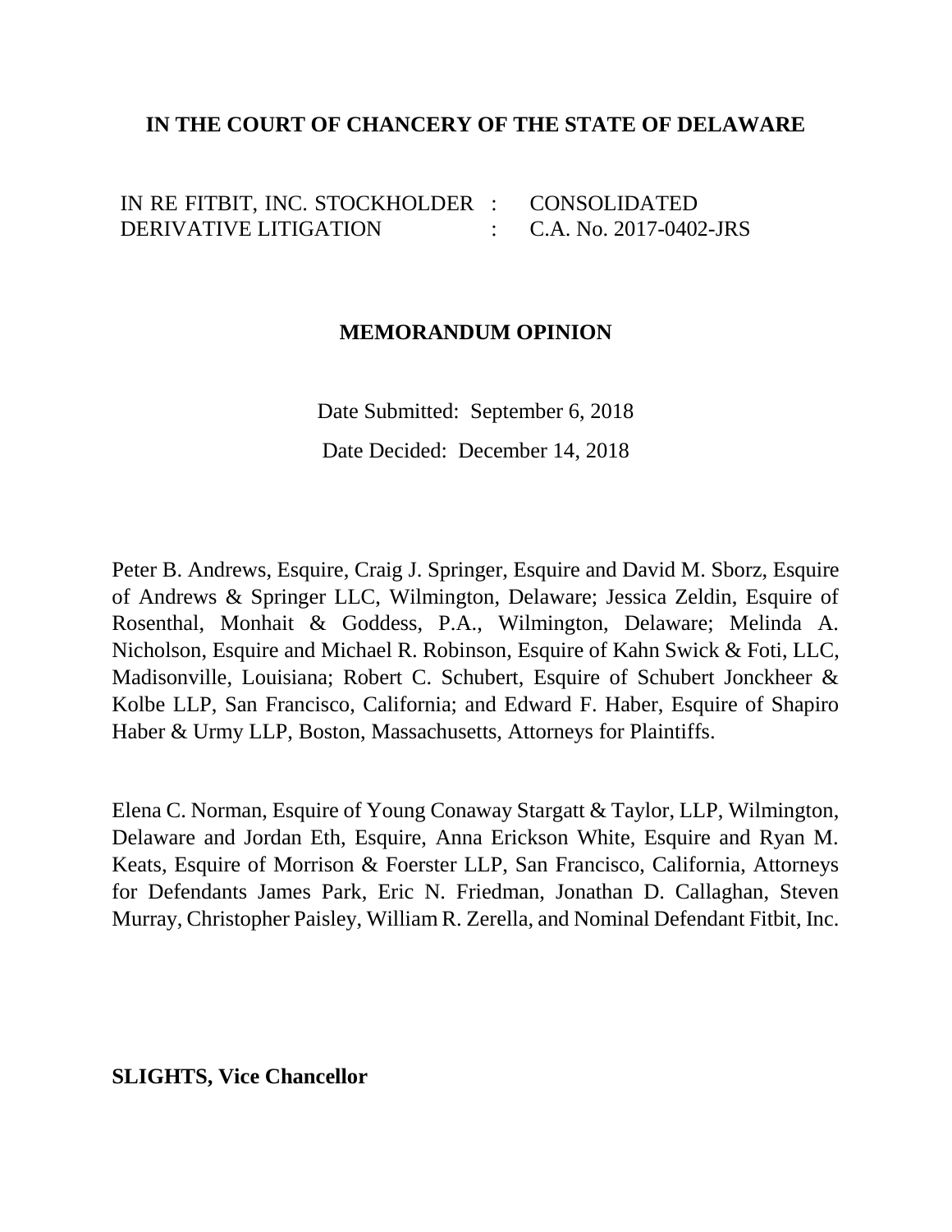**IN THE COURT OF CHANCERY OF THE STATE OF DELAWARE**

| | | |
|---|---|---|
| IN RE FITBIT, INC. STOCKHOLDER DERIVATIVE LITIGATION | : | CONSOLIDATED C.A. No. 2017-0402-JRS |

**MEMORANDUM OPINION**

Date Submitted: September 6, 2018

Date Decided: December 14, 2018

Peter B. Andrews, Esquire, Craig J. Springer, Esquire and David M. Sborz, Esquire of Andrews & Springer LLC, Wilmington, Delaware; Jessica Zeldin, Esquire of Rosenthal, Monhait & Goddess, P.A., Wilmington, Delaware; Melinda A. Nicholson, Esquire and Michael R. Robinson, Esquire of Kahn Swick & Foti, LLC, Madisonville, Louisiana; Robert C. Schubert, Esquire of Schubert Jonckheer & Kolbe LLP, San Francisco, California; and Edward F. Haber, Esquire of Shapiro Haber & Urmy LLP, Boston, Massachusetts, Attorneys for Plaintiffs.

Elena C. Norman, Esquire of Young Conaway Stargatt & Taylor, LLP, Wilmington, Delaware and Jordan Eth, Esquire, Anna Erickson White, Esquire and Ryan M. Keats, Esquire of Morrison & Foerster LLP, San Francisco, California, Attorneys for Defendants James Park, Eric N. Friedman, Jonathan D. Callaghan, Steven Murray, Christopher Paisley, William R. Zerella, and Nominal Defendant Fitbit, Inc.

**SLIGHTS, Vice Chancellor**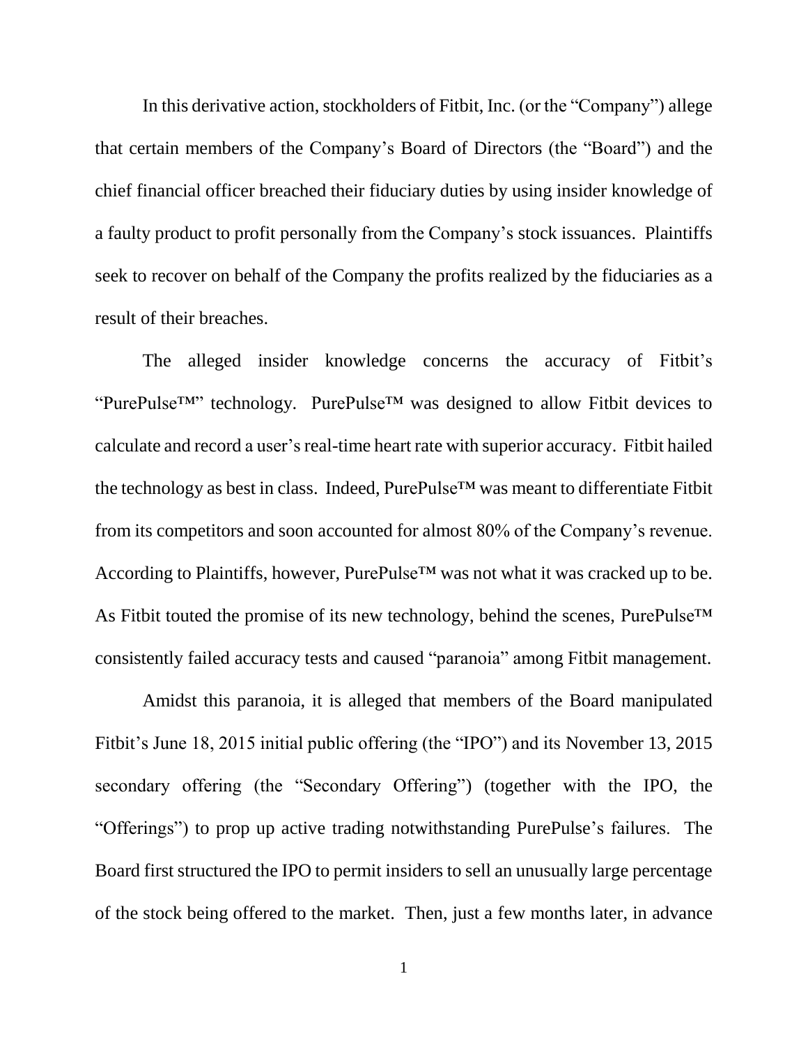In this derivative action, stockholders of Fitbit, Inc. (or the "Company") allege that certain members of the Company's Board of Directors (the "Board") and the chief financial officer breached their fiduciary duties by using insider knowledge of a faulty product to profit personally from the Company's stock issuances. Plaintiffs seek to recover on behalf of the Company the profits realized by the fiduciaries as a result of their breaches.

The alleged insider knowledge concerns the accuracy of Fitbit's "PurePulse™" technology. PurePulse™ was designed to allow Fitbit devices to calculate and record a user's real-time heart rate with superior accuracy. Fitbit hailed the technology as best in class. Indeed, PurePulse™ was meant to differentiate Fitbit from its competitors and soon accounted for almost 80% of the Company's revenue. According to Plaintiffs, however, PurePulse™ was not what it was cracked up to be. As Fitbit touted the promise of its new technology, behind the scenes, PurePulse™ consistently failed accuracy tests and caused "paranoia" among Fitbit management.

Amidst this paranoia, it is alleged that members of the Board manipulated Fitbit's June 18, 2015 initial public offering (the "IPO") and its November 13, 2015 secondary offering (the "Secondary Offering") (together with the IPO, the "Offerings") to prop up active trading notwithstanding PurePulse's failures. The Board first structured the IPO to permit insiders to sell an unusually large percentage of the stock being offered to the market. Then, just a few months later, in advance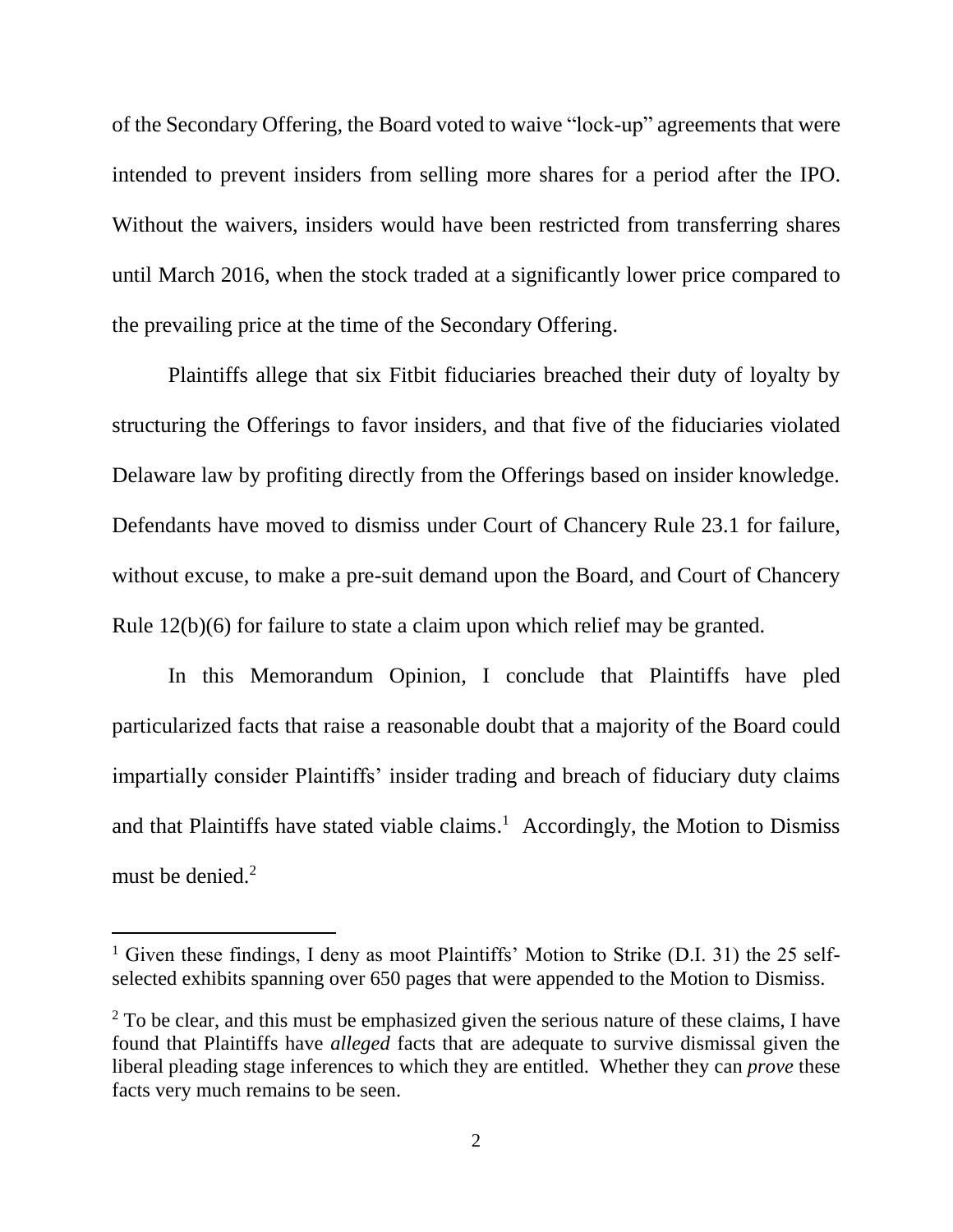of the Secondary Offering, the Board voted to waive "lock-up" agreements that were intended to prevent insiders from selling more shares for a period after the IPO. Without the waivers, insiders would have been restricted from transferring shares until March 2016, when the stock traded at a significantly lower price compared to the prevailing price at the time of the Secondary Offering.

Plaintiffs allege that six Fitbit fiduciaries breached their duty of loyalty by structuring the Offerings to favor insiders, and that five of the fiduciaries violated Delaware law by profiting directly from the Offerings based on insider knowledge. Defendants have moved to dismiss under Court of Chancery Rule 23.1 for failure, without excuse, to make a pre-suit demand upon the Board, and Court of Chancery Rule 12(b)(6) for failure to state a claim upon which relief may be granted.

In this Memorandum Opinion, I conclude that Plaintiffs have pled particularized facts that raise a reasonable doubt that a majority of the Board could impartially consider Plaintiffs' insider trading and breach of fiduciary duty claims and that Plaintiffs have stated viable claims.[1] Accordingly, the Motion to Dismiss must be denied.[2]

---

[1] Given these findings, I deny as moot Plaintiffs' Motion to Strike (D.I. 31) the 25 self-selected exhibits spanning over 650 pages that were appended to the Motion to Dismiss.

[2] To be clear, and this must be emphasized given the serious nature of these claims, I have found that Plaintiffs have *alleged* facts that are adequate to survive dismissal given the liberal pleading stage inferences to which they are entitled. Whether they can *prove* these facts very much remains to be seen.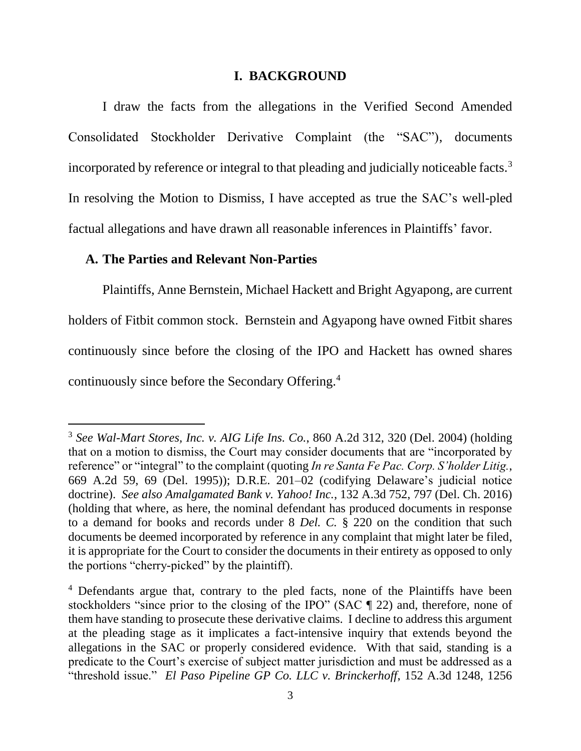# I. BACKGROUND

I draw the facts from the allegations in the Verified Second Amended Consolidated Stockholder Derivative Complaint (the "SAC"), documents incorporated by reference or integral to that pleading and judicially noticeable facts.[3] In resolving the Motion to Dismiss, I have accepted as true the SAC's well-pled factual allegations and have drawn all reasonable inferences in Plaintiffs' favor.

## A. The Parties and Relevant Non-Parties

Plaintiffs, Anne Bernstein, Michael Hackett and Bright Agyapong, are current holders of Fitbit common stock. Bernstein and Agyapong have owned Fitbit shares continuously since before the closing of the IPO and Hackett has owned shares continuously since before the Secondary Offering.[4]

---

[3] *See Wal-Mart Stores, Inc. v. AIG Life Ins. Co.*, 860 A.2d 312, 320 (Del. 2004) (holding that on a motion to dismiss, the Court may consider documents that are "incorporated by reference" or "integral" to the complaint (quoting *In re Santa Fe Pac. Corp. S'holder Litig.*, 669 A.2d 59, 69 (Del. 1995)); D.R.E. 201–02 (codifying Delaware's judicial notice doctrine). *See also Amalgamated Bank v. Yahoo! Inc.*, 132 A.3d 752, 797 (Del. Ch. 2016) (holding that where, as here, the nominal defendant has produced documents in response to a demand for books and records under 8 *Del. C.* § 220 on the condition that such documents be deemed incorporated by reference in any complaint that might later be filed, it is appropriate for the Court to consider the documents in their entirety as opposed to only the portions "cherry-picked" by the plaintiff).

[4] Defendants argue that, contrary to the pled facts, none of the Plaintiffs have been stockholders "since prior to the closing of the IPO" (SAC ¶ 22) and, therefore, none of them have standing to prosecute these derivative claims. I decline to address this argument at the pleading stage as it implicates a fact-intensive inquiry that extends beyond the allegations in the SAC or properly considered evidence. With that said, standing is a predicate to the Court's exercise of subject matter jurisdiction and must be addressed as a "threshold issue." *El Paso Pipeline GP Co. LLC v. Brinckerhoff*, 152 A.3d 1248, 1256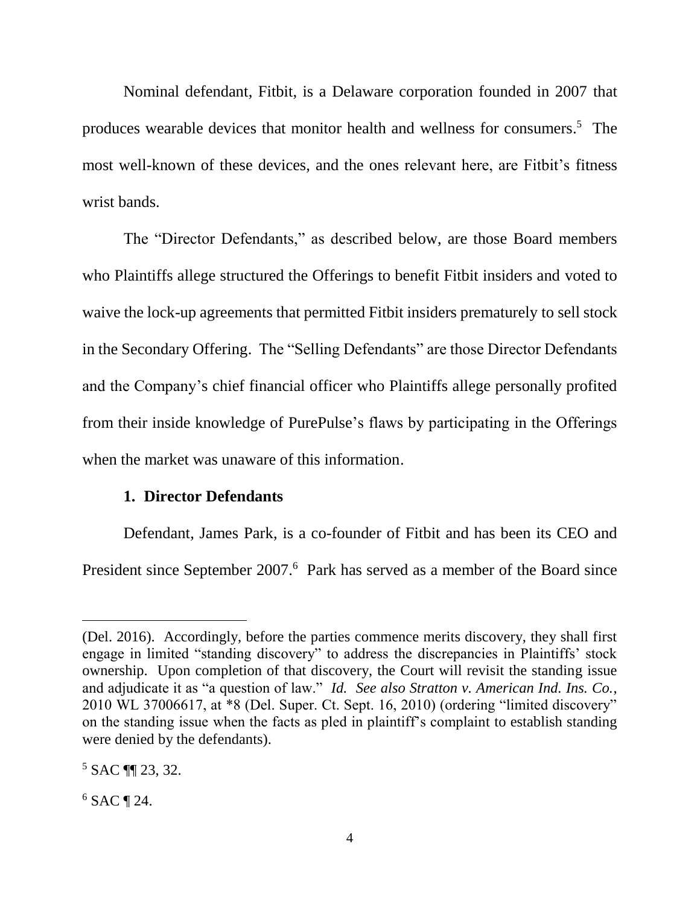Nominal defendant, Fitbit, is a Delaware corporation founded in 2007 that produces wearable devices that monitor health and wellness for consumers.[5] The most well-known of these devices, and the ones relevant here, are Fitbit's fitness wrist bands.

The "Director Defendants," as described below, are those Board members who Plaintiffs allege structured the Offerings to benefit Fitbit insiders and voted to waive the lock-up agreements that permitted Fitbit insiders prematurely to sell stock in the Secondary Offering. The "Selling Defendants" are those Director Defendants and the Company's chief financial officer who Plaintiffs allege personally profited from their inside knowledge of PurePulse's flaws by participating in the Offerings when the market was unaware of this information.

### 1. Director Defendants

Defendant, James Park, is a co-founder of Fitbit and has been its CEO and President since September 2007.[6] Park has served as a member of the Board since

---

(Del. 2016). Accordingly, before the parties commence merits discovery, they shall first engage in limited "standing discovery" to address the discrepancies in Plaintiffs' stock ownership. Upon completion of that discovery, the Court will revisit the standing issue and adjudicate it as "a question of law." *Id. See also Stratton v. American Ind. Ins. Co.*, 2010 WL 37006617, at *8 (Del. Super. Ct. Sept. 16, 2010) (ordering "limited discovery" on the standing issue when the facts as pled in plaintiff's complaint to establish standing were denied by the defendants).

[5] SAC ¶¶ 23, 32.

[6] SAC ¶ 24.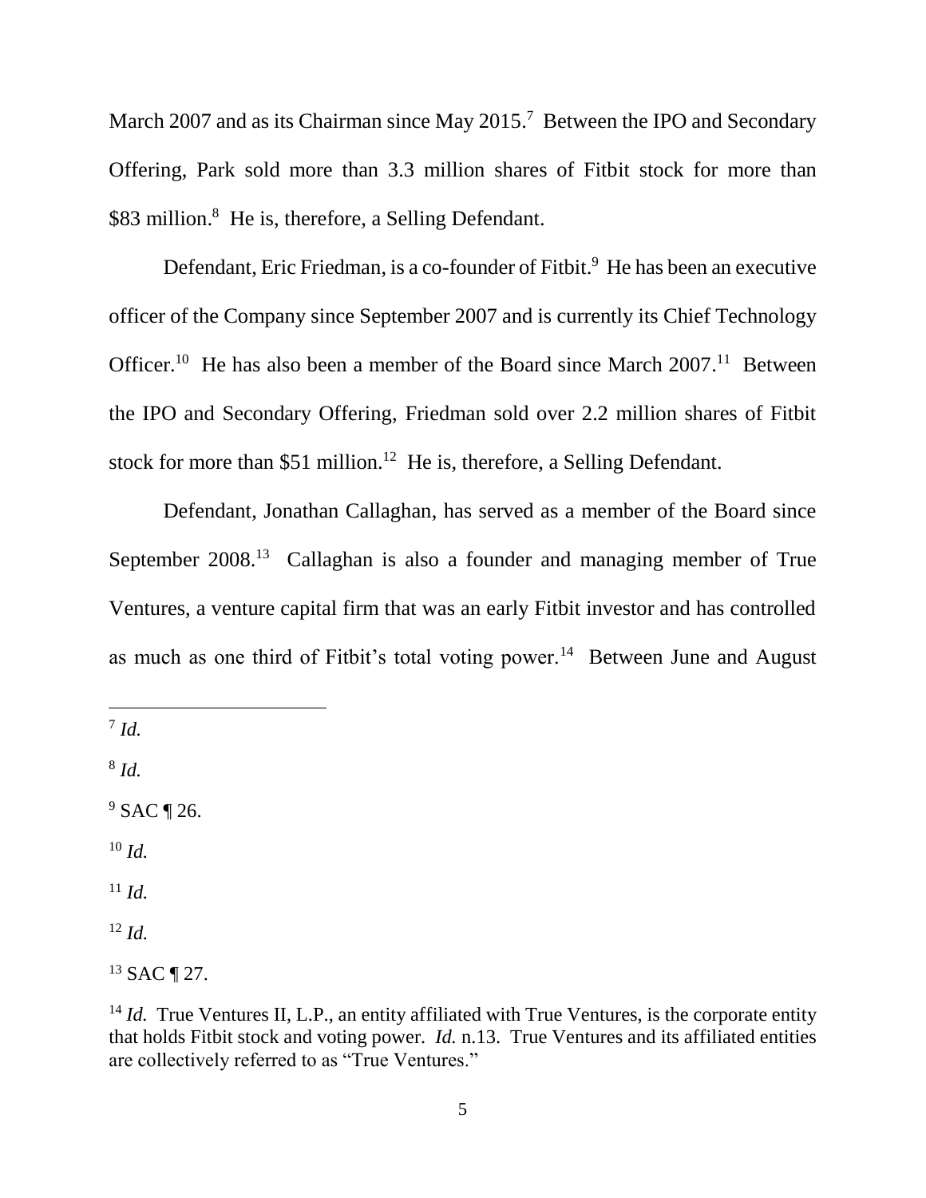March 2007 and as its Chairman since May 2015.[7] Between the IPO and Secondary Offering, Park sold more than 3.3 million shares of Fitbit stock for more than $83 million.[8] He is, therefore, a Selling Defendant.

Defendant, Eric Friedman, is a co-founder of Fitbit.[9] He has been an executive officer of the Company since September 2007 and is currently its Chief Technology Officer.[10] He has also been a member of the Board since March 2007.[11] Between the IPO and Secondary Offering, Friedman sold over 2.2 million shares of Fitbit stock for more than $51 million.[12] He is, therefore, a Selling Defendant.

Defendant, Jonathan Callaghan, has served as a member of the Board since September 2008.[13] Callaghan is also a founder and managing member of True Ventures, a venture capital firm that was an early Fitbit investor and has controlled as much as one third of Fitbit's total voting power.[14] Between June and August

---

[7] *Id.*

[8] *Id.*

[9] SAC ¶ 26.

[10] *Id.*

[11] *Id.*

[12] *Id.*

[13] SAC ¶ 27.

[14] *Id.* True Ventures II, L.P., an entity affiliated with True Ventures, is the corporate entity that holds Fitbit stock and voting power. *Id.* n.13. True Ventures and its affiliated entities are collectively referred to as "True Ventures."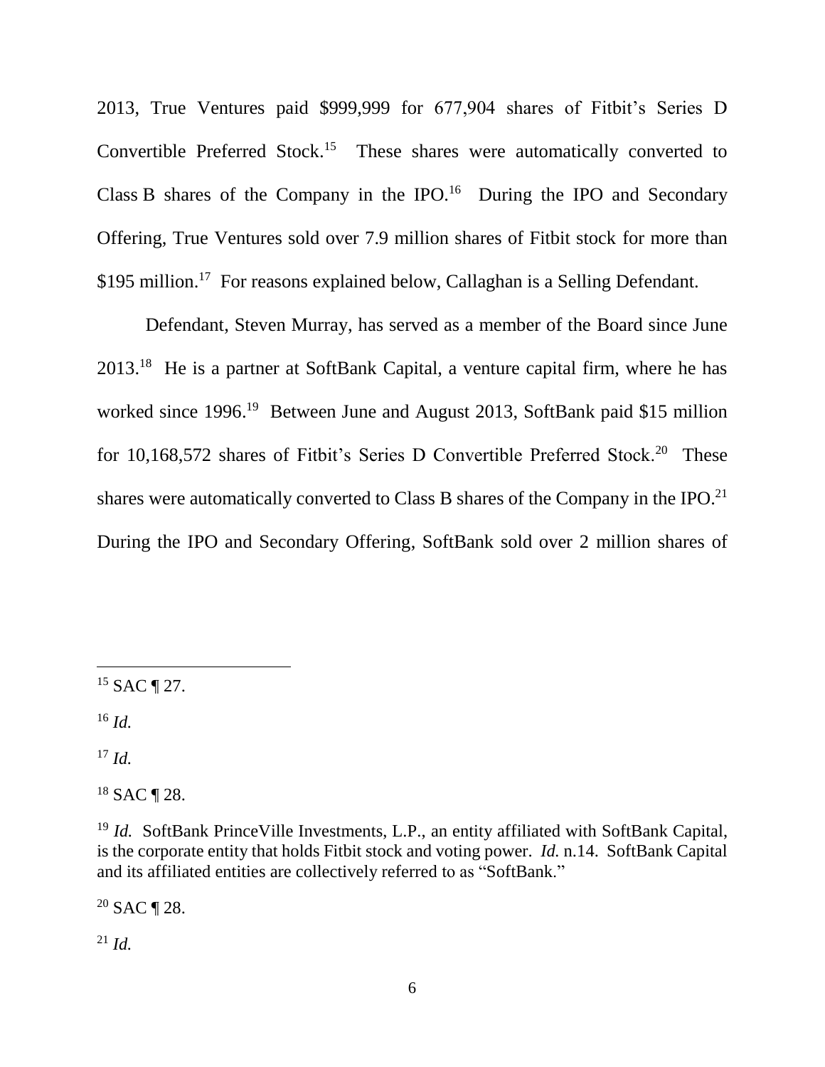2013, True Ventures paid $999,999 for 677,904 shares of Fitbit's Series D Convertible Preferred Stock.[15] These shares were automatically converted to Class B shares of the Company in the IPO.[16] During the IPO and Secondary Offering, True Ventures sold over 7.9 million shares of Fitbit stock for more than $195 million.[17] For reasons explained below, Callaghan is a Selling Defendant.

Defendant, Steven Murray, has served as a member of the Board since June 2013.[18] He is a partner at SoftBank Capital, a venture capital firm, where he has worked since 1996.[19] Between June and August 2013, SoftBank paid $15 million for 10,168,572 shares of Fitbit's Series D Convertible Preferred Stock.[20] These shares were automatically converted to Class B shares of the Company in the IPO.[21] During the IPO and Secondary Offering, SoftBank sold over 2 million shares of

---

[15] SAC ¶ 27.

[16] *Id.*

[17] *Id.*

[18] SAC ¶ 28.

[19] *Id.* SoftBank PrinceVille Investments, L.P., an entity affiliated with SoftBank Capital, is the corporate entity that holds Fitbit stock and voting power. *Id.* n.14. SoftBank Capital and its affiliated entities are collectively referred to as "SoftBank."

[20] SAC ¶ 28.

[21] *Id.*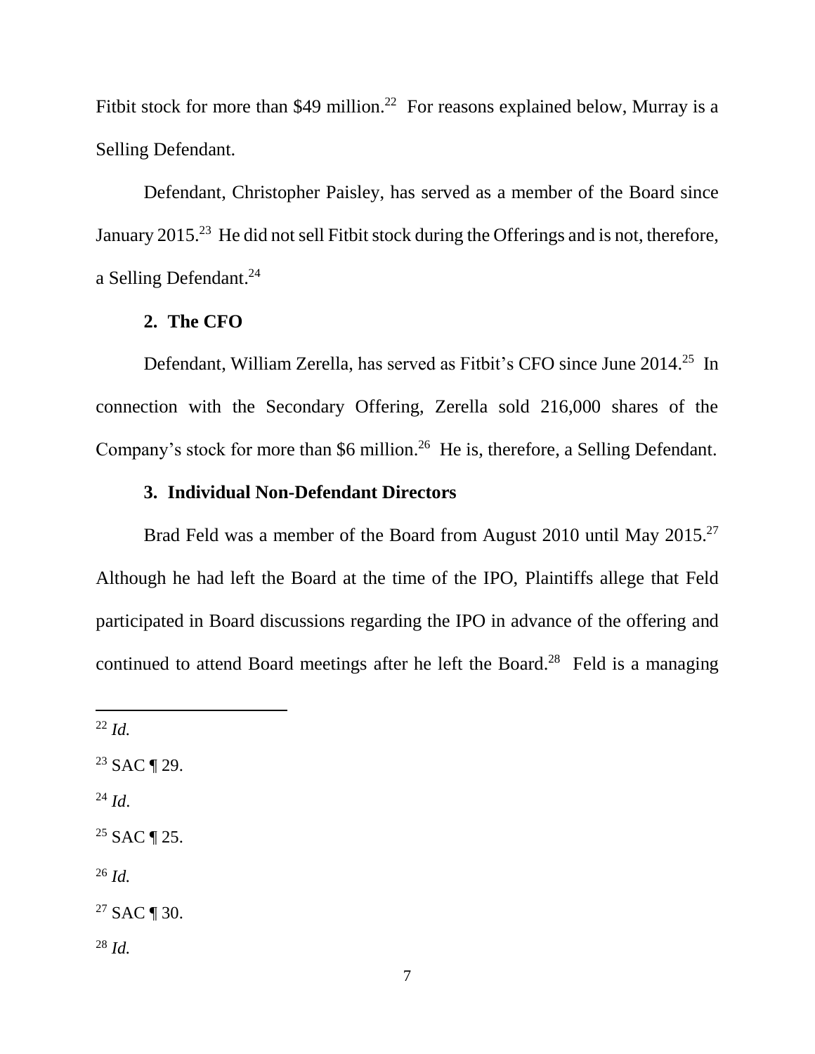Fitbit stock for more than $49 million.[22] For reasons explained below, Murray is a Selling Defendant.

Defendant, Christopher Paisley, has served as a member of the Board since January 2015.[23] He did not sell Fitbit stock during the Offerings and is not, therefore, a Selling Defendant.[24]

### 2. The CFO

Defendant, William Zerella, has served as Fitbit's CFO since June 2014.[25] In connection with the Secondary Offering, Zerella sold 216,000 shares of the Company's stock for more than $6 million.[26] He is, therefore, a Selling Defendant.

### 3. Individual Non-Defendant Directors

Brad Feld was a member of the Board from August 2010 until May 2015.[27] Although he had left the Board at the time of the IPO, Plaintiffs allege that Feld participated in Board discussions regarding the IPO in advance of the offering and continued to attend Board meetings after he left the Board.[28] Feld is a managing

---

[22] *Id.*

[23] SAC ¶ 29.

[24] *Id*.

[25] SAC ¶ 25.

[26] *Id.*

[27] SAC ¶ 30.

[28] *Id.*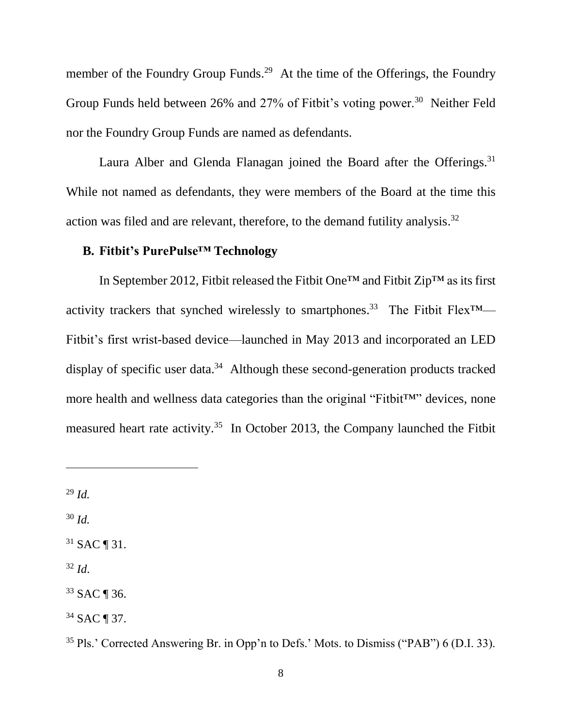member of the Foundry Group Funds.[29] At the time of the Offerings, the Foundry Group Funds held between 26% and 27% of Fitbit's voting power.[30] Neither Feld nor the Foundry Group Funds are named as defendants.

Laura Alber and Glenda Flanagan joined the Board after the Offerings.[31] While not named as defendants, they were members of the Board at the time this action was filed and are relevant, therefore, to the demand futility analysis.[32]

### B. Fitbit's PurePulse™ Technology

In September 2012, Fitbit released the Fitbit One™ and Fitbit Zip™ as its first activity trackers that synched wirelessly to smartphones.[33] The Fitbit Flex™—Fitbit's first wrist-based device—launched in May 2013 and incorporated an LED display of specific user data.[34] Although these second-generation products tracked more health and wellness data categories than the original "Fitbit™" devices, none measured heart rate activity.[35] In October 2013, the Company launched the Fitbit

---

[29] *Id.*

[30] *Id.*

[31] SAC ¶ 31.

[32] *Id*.

[33] SAC ¶ 36.

[34] SAC ¶ 37.

[35] Pls.' Corrected Answering Br. in Opp'n to Defs.' Mots. to Dismiss ("PAB") 6 (D.I. 33).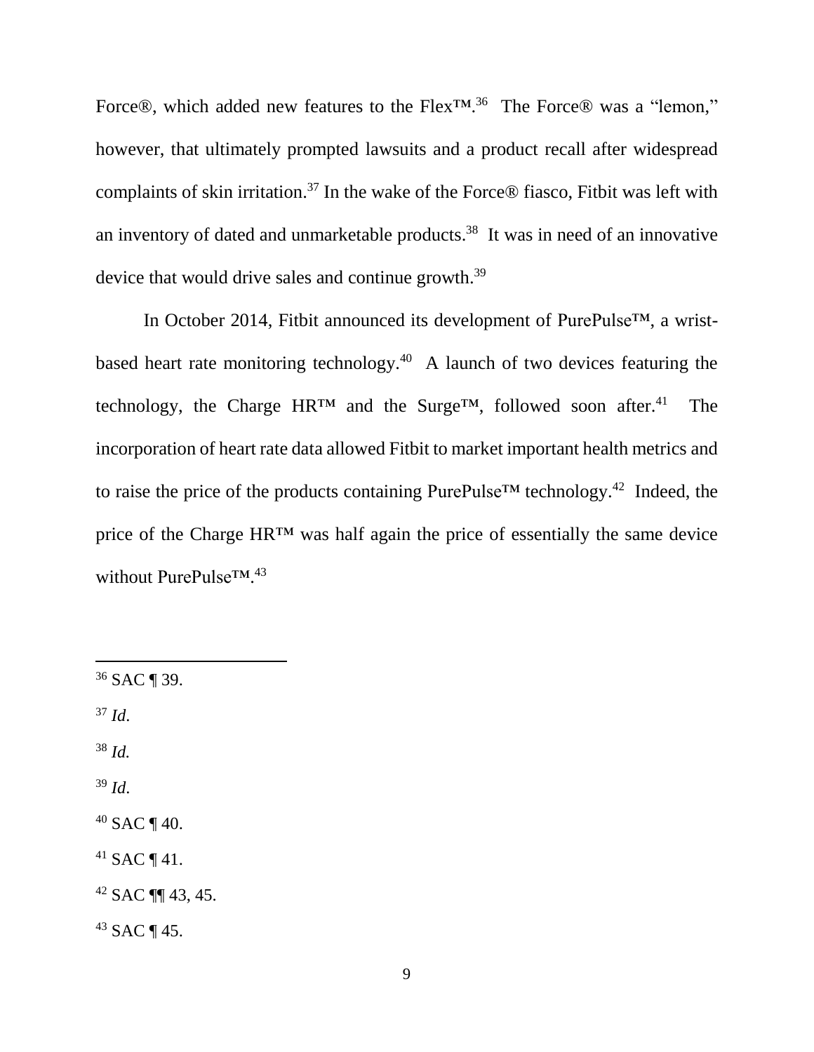Force®, which added new features to the Flex™.[36] The Force® was a "lemon," however, that ultimately prompted lawsuits and a product recall after widespread complaints of skin irritation.[37] In the wake of the Force® fiasco, Fitbit was left with an inventory of dated and unmarketable products.[38] It was in need of an innovative device that would drive sales and continue growth.[39]

In October 2014, Fitbit announced its development of PurePulse™, a wrist-based heart rate monitoring technology.[40] A launch of two devices featuring the technology, the Charge HR™ and the Surge™, followed soon after.[41] The incorporation of heart rate data allowed Fitbit to market important health metrics and to raise the price of the products containing PurePulse™ technology.[42] Indeed, the price of the Charge HR™ was half again the price of essentially the same device without PurePulse™.[43]

---

[36] SAC ¶ 39.

[37] *Id*.

[38] *Id.*

[39] *Id*.

[40] SAC ¶ 40.

[41] SAC ¶ 41.

[42] SAC ¶¶ 43, 45.

[43] SAC ¶ 45.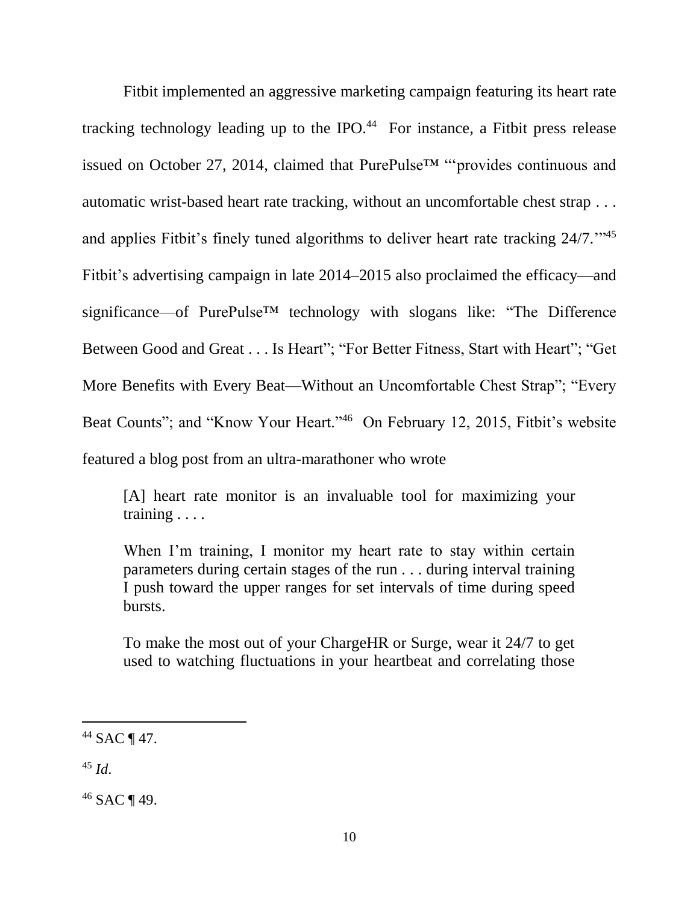Fitbit implemented an aggressive marketing campaign featuring its heart rate tracking technology leading up to the IPO.[44] For instance, a Fitbit press release issued on October 27, 2014, claimed that PurePulse™ "'provides continuous and automatic wrist-based heart rate tracking, without an uncomfortable chest strap . . . and applies Fitbit's finely tuned algorithms to deliver heart rate tracking 24/7.'"[45] Fitbit's advertising campaign in late 2014–2015 also proclaimed the efficacy—and significance—of PurePulse™ technology with slogans like: "The Difference Between Good and Great . . . Is Heart"; "For Better Fitness, Start with Heart"; "Get More Benefits with Every Beat—Without an Uncomfortable Chest Strap"; "Every Beat Counts"; and "Know Your Heart."[46] On February 12, 2015, Fitbit's website featured a blog post from an ultra-marathoner who wrote

> [A] heart rate monitor is an invaluable tool for maximizing your training . . . .
>
> When I'm training, I monitor my heart rate to stay within certain parameters during certain stages of the run . . . during interval training I push toward the upper ranges for set intervals of time during speed bursts.
>
> To make the most out of your ChargeHR or Surge, wear it 24/7 to get used to watching fluctuations in your heartbeat and correlating those

---

[44] SAC ¶ 47.

[45] *Id.*

[46] SAC ¶ 49.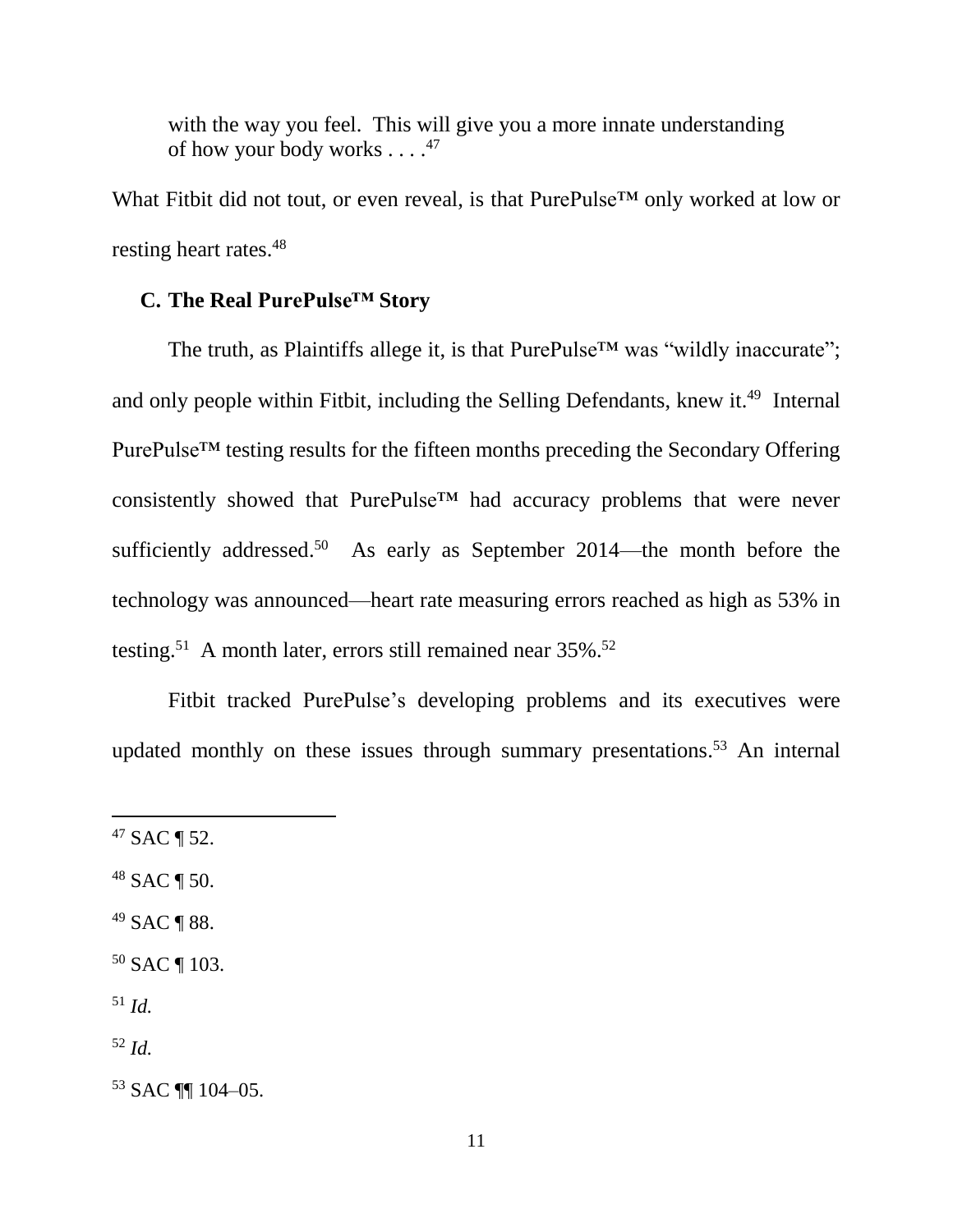> with the way you feel. This will give you a more innate understanding of how your body works . . . .[47]

What Fitbit did not tout, or even reveal, is that PurePulse™ only worked at low or resting heart rates.[48]

### C. The Real PurePulse™ Story

The truth, as Plaintiffs allege it, is that PurePulse™ was "wildly inaccurate"; and only people within Fitbit, including the Selling Defendants, knew it.[49] Internal PurePulse™ testing results for the fifteen months preceding the Secondary Offering consistently showed that PurePulse™ had accuracy problems that were never sufficiently addressed.[50] As early as September 2014—the month before the technology was announced—heart rate measuring errors reached as high as 53% in testing.[51] A month later, errors still remained near 35%.[52]

Fitbit tracked PurePulse's developing problems and its executives were updated monthly on these issues through summary presentations.[53] An internal

---

[47] SAC ¶ 52.

[48] SAC ¶ 50.

[49] SAC ¶ 88.

[50] SAC ¶ 103.

[51] *Id.*

[52] *Id.*

[53] SAC ¶¶ 104–05.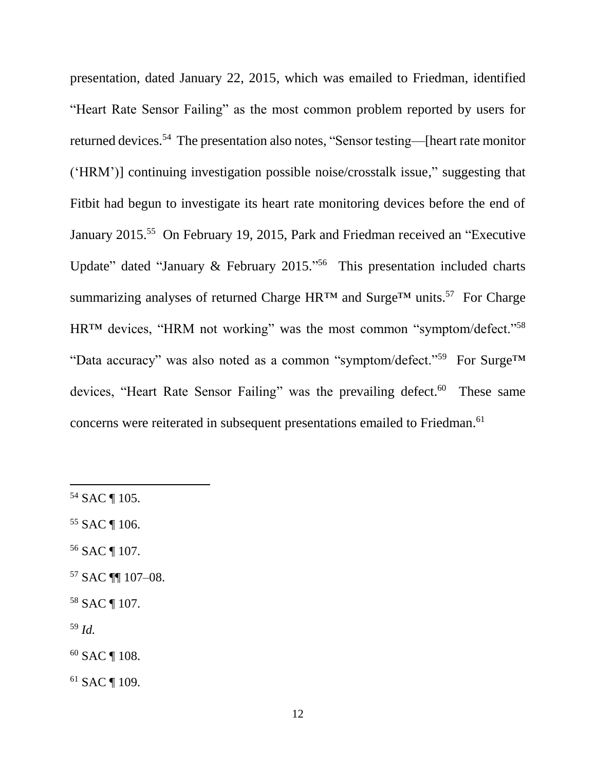presentation, dated January 22, 2015, which was emailed to Friedman, identified "Heart Rate Sensor Failing" as the most common problem reported by users for returned devices.[54] The presentation also notes, "Sensor testing—[heart rate monitor ('HRM')] continuing investigation possible noise/crosstalk issue," suggesting that Fitbit had begun to investigate its heart rate monitoring devices before the end of January 2015.[55] On February 19, 2015, Park and Friedman received an "Executive Update" dated "January & February 2015."[56] This presentation included charts summarizing analyses of returned Charge HR™ and Surge™ units.[57] For Charge HR™ devices, "HRM not working" was the most common "symptom/defect."[58] "Data accuracy" was also noted as a common "symptom/defect."[59] For Surge™ devices, "Heart Rate Sensor Failing" was the prevailing defect.[60] These same concerns were reiterated in subsequent presentations emailed to Friedman.[61]

---

[54] SAC ¶ 105.

[55] SAC ¶ 106.

[56] SAC ¶ 107.

[57] SAC ¶¶ 107–08.

[58] SAC ¶ 107.

[59] *Id.*

[60] SAC ¶ 108.

[61] SAC ¶ 109.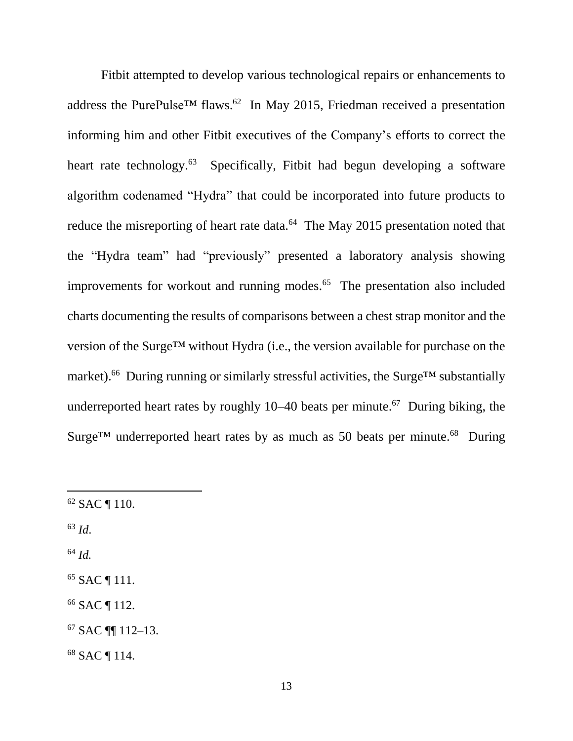Fitbit attempted to develop various technological repairs or enhancements to address the PurePulse™ flaws.[62] In May 2015, Friedman received a presentation informing him and other Fitbit executives of the Company's efforts to correct the heart rate technology.[63] Specifically, Fitbit had begun developing a software algorithm codenamed "Hydra" that could be incorporated into future products to reduce the misreporting of heart rate data.[64] The May 2015 presentation noted that the "Hydra team" had "previously" presented a laboratory analysis showing improvements for workout and running modes.[65] The presentation also included charts documenting the results of comparisons between a chest strap monitor and the version of the Surge™ without Hydra (i.e., the version available for purchase on the market).[66] During running or similarly stressful activities, the Surge™ substantially underreported heart rates by roughly 10–40 beats per minute.[67] During biking, the Surge™ underreported heart rates by as much as 50 beats per minute.[68] During

---

[62] SAC ¶ 110.

[63] *Id.*

[64] *Id.*

[65] SAC ¶ 111.

[66] SAC ¶ 112.

[67] SAC ¶¶ 112–13.

[68] SAC ¶ 114.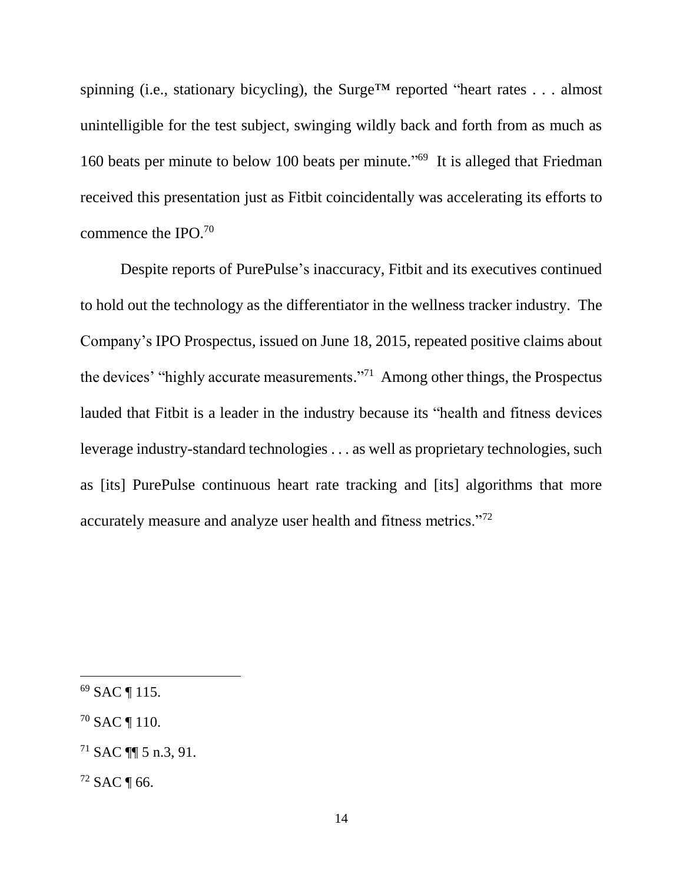spinning (i.e., stationary bicycling), the Surge™ reported "heart rates . . . almost unintelligible for the test subject, swinging wildly back and forth from as much as 160 beats per minute to below 100 beats per minute."[69] It is alleged that Friedman received this presentation just as Fitbit coincidentally was accelerating its efforts to commence the IPO.[70]

Despite reports of PurePulse's inaccuracy, Fitbit and its executives continued to hold out the technology as the differentiator in the wellness tracker industry. The Company's IPO Prospectus, issued on June 18, 2015, repeated positive claims about the devices' "highly accurate measurements."[71] Among other things, the Prospectus lauded that Fitbit is a leader in the industry because its "health and fitness devices leverage industry-standard technologies . . . as well as proprietary technologies, such as [its] PurePulse continuous heart rate tracking and [its] algorithms that more accurately measure and analyze user health and fitness metrics."[72]

---

[69] SAC ¶ 115.

[70] SAC ¶ 110.

[71] SAC ¶¶ 5 n.3, 91.

[72] SAC ¶ 66.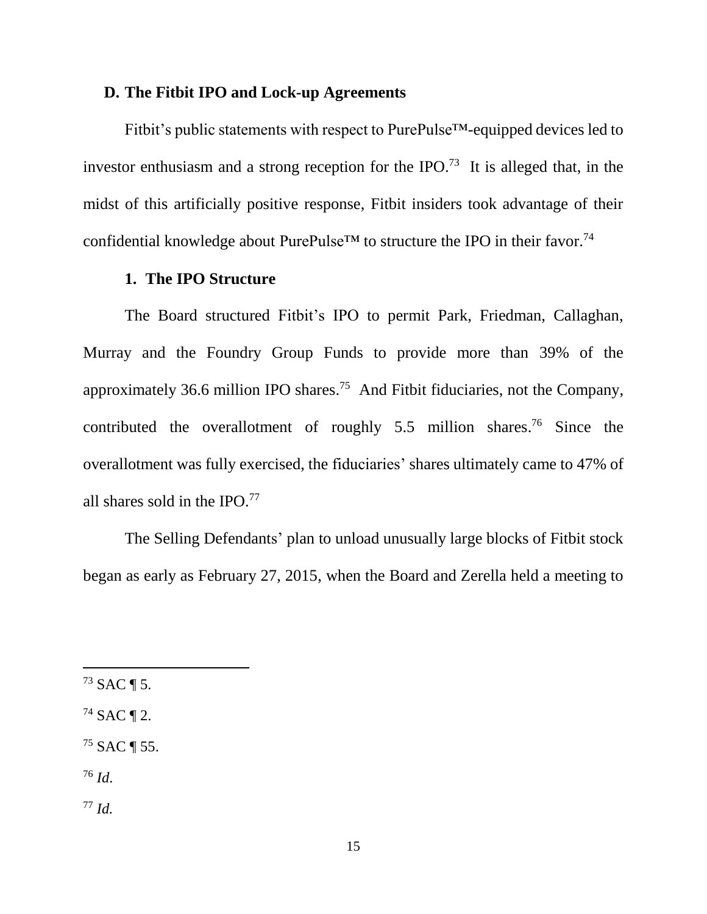### D. The Fitbit IPO and Lock-up Agreements

Fitbit's public statements with respect to PurePulse™-equipped devices led to investor enthusiasm and a strong reception for the IPO.[73] It is alleged that, in the midst of this artificially positive response, Fitbit insiders took advantage of their confidential knowledge about PurePulse™ to structure the IPO in their favor.[74]

#### 1. The IPO Structure

The Board structured Fitbit's IPO to permit Park, Friedman, Callaghan, Murray and the Foundry Group Funds to provide more than 39% of the approximately 36.6 million IPO shares.[75] And Fitbit fiduciaries, not the Company, contributed the overallotment of roughly 5.5 million shares.[76] Since the overallotment was fully exercised, the fiduciaries' shares ultimately came to 47% of all shares sold in the IPO.[77]

The Selling Defendants' plan to unload unusually large blocks of Fitbit stock began as early as February 27, 2015, when the Board and Zerella held a meeting to

---

[73] SAC ¶ 5.

[74] SAC ¶ 2.

[75] SAC ¶ 55.

[76] *Id*.

[77] *Id.*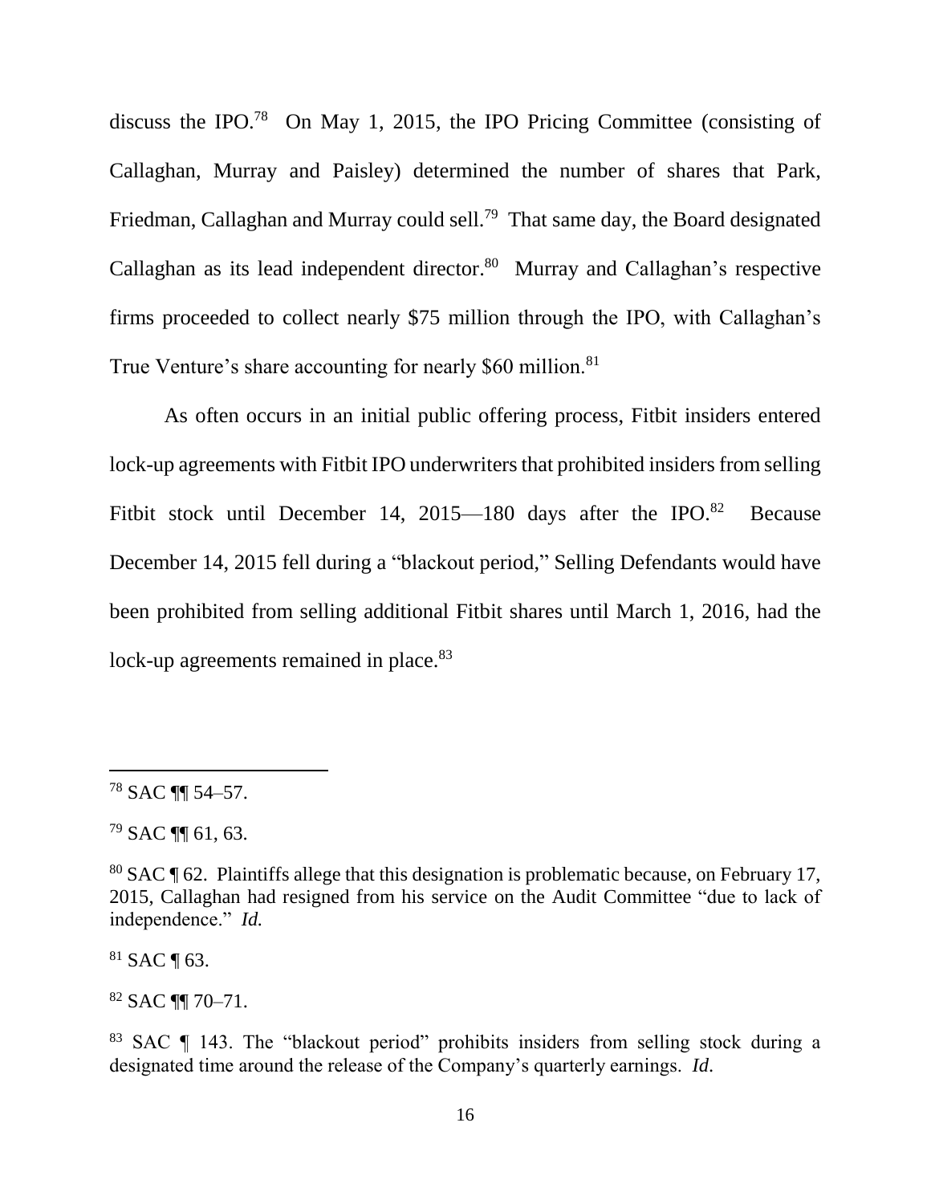discuss the IPO.[78] On May 1, 2015, the IPO Pricing Committee (consisting of Callaghan, Murray and Paisley) determined the number of shares that Park, Friedman, Callaghan and Murray could sell.[79] That same day, the Board designated Callaghan as its lead independent director.[80] Murray and Callaghan's respective firms proceeded to collect nearly $75 million through the IPO, with Callaghan's True Venture's share accounting for nearly $60 million.[81]

As often occurs in an initial public offering process, Fitbit insiders entered lock-up agreements with Fitbit IPO underwriters that prohibited insiders from selling Fitbit stock until December 14, 2015—180 days after the IPO.[82] Because December 14, 2015 fell during a "blackout period," Selling Defendants would have been prohibited from selling additional Fitbit shares until March 1, 2016, had the lock-up agreements remained in place.[83]

---

[78] SAC ¶¶ 54–57.

[79] SAC ¶¶ 61, 63.

[80] SAC ¶ 62. Plaintiffs allege that this designation is problematic because, on February 17, 2015, Callaghan had resigned from his service on the Audit Committee "due to lack of independence." *Id.*

[81] SAC ¶ 63.

[82] SAC ¶¶ 70–71.

[83] SAC ¶ 143. The "blackout period" prohibits insiders from selling stock during a designated time around the release of the Company's quarterly earnings. *Id.*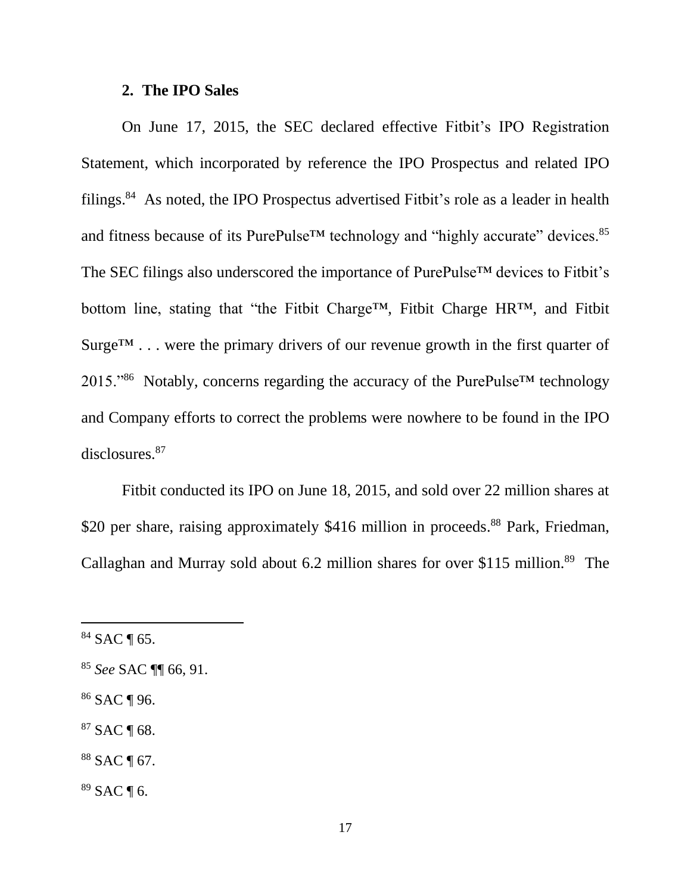### 2. The IPO Sales

On June 17, 2015, the SEC declared effective Fitbit's IPO Registration Statement, which incorporated by reference the IPO Prospectus and related IPO filings.[84] As noted, the IPO Prospectus advertised Fitbit's role as a leader in health and fitness because of its PurePulse™ technology and "highly accurate" devices.[85] The SEC filings also underscored the importance of PurePulse™ devices to Fitbit's bottom line, stating that "the Fitbit Charge™, Fitbit Charge HR™, and Fitbit Surge™ . . . were the primary drivers of our revenue growth in the first quarter of 2015."[86] Notably, concerns regarding the accuracy of the PurePulse™ technology and Company efforts to correct the problems were nowhere to be found in the IPO disclosures.[87]

Fitbit conducted its IPO on June 18, 2015, and sold over 22 million shares at $20 per share, raising approximately $416 million in proceeds.[88] Park, Friedman, Callaghan and Murray sold about 6.2 million shares for over $115 million.[89] The

---

[84] SAC ¶ 65.

[85] *See* SAC ¶¶ 66, 91.

[86] SAC ¶ 96.

[87] SAC ¶ 68.

[88] SAC ¶ 67.

[89] SAC ¶ 6.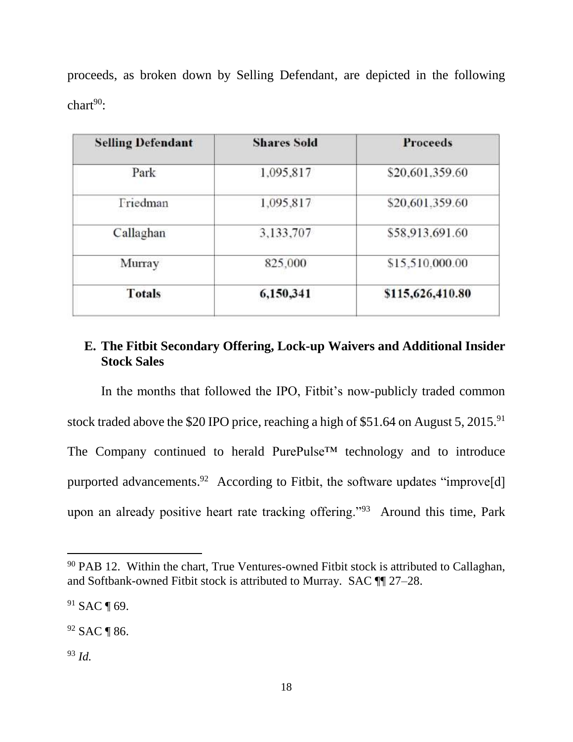proceeds, as broken down by Selling Defendant, are depicted in the following chart[90]:

| Selling Defendant | Shares Sold | Proceeds |
|---|---|---|
| Park | 1,095,817 | $20,601,359.60 |
| Friedman | 1,095,817 | $20,601,359.60 |
| Callaghan | 3,133,707 | $58,913,691.60 |
| Murray | 825,000 | $15,510,000.00 |
| **Totals** | **6,150,341** | **$115,626,410.80** |

### E. The Fitbit Secondary Offering, Lock-up Waivers and Additional Insider Stock Sales

In the months that followed the IPO, Fitbit's now-publicly traded common stock traded above the $20 IPO price, reaching a high of $51.64 on August 5, 2015.[91] The Company continued to herald PurePulse™ technology and to introduce purported advancements.[92] According to Fitbit, the software updates "improve[d] upon an already positive heart rate tracking offering."[93] Around this time, Park

---

[90] PAB 12. Within the chart, True Ventures-owned Fitbit stock is attributed to Callaghan, and Softbank-owned Fitbit stock is attributed to Murray. SAC ¶¶ 27–28.

[91] SAC ¶ 69.

[92] SAC ¶ 86.

[93] *Id.*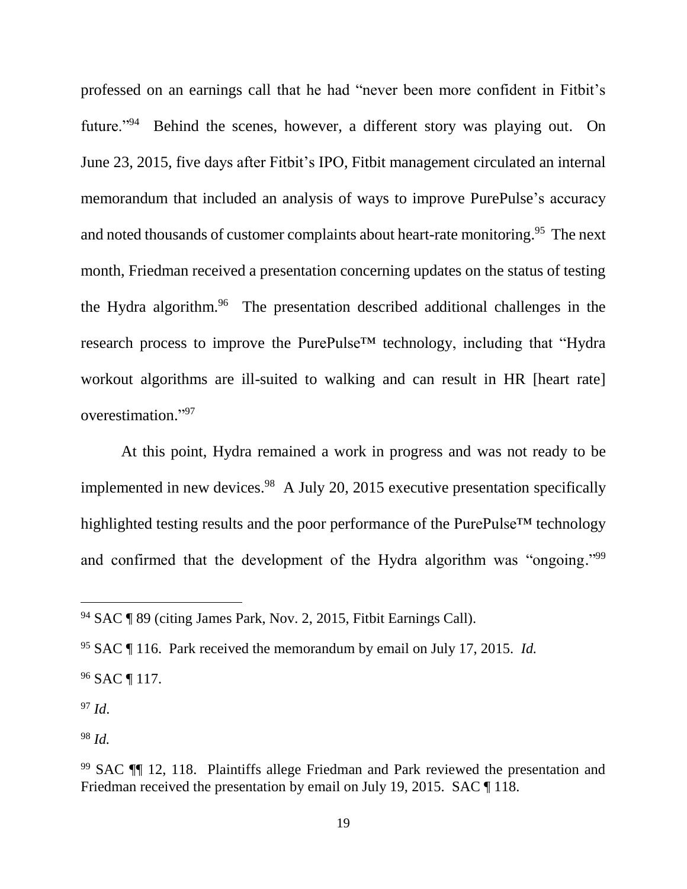professed on an earnings call that he had "never been more confident in Fitbit's future."[94] Behind the scenes, however, a different story was playing out. On June 23, 2015, five days after Fitbit's IPO, Fitbit management circulated an internal memorandum that included an analysis of ways to improve PurePulse's accuracy and noted thousands of customer complaints about heart-rate monitoring.[95] The next month, Friedman received a presentation concerning updates on the status of testing the Hydra algorithm.[96] The presentation described additional challenges in the research process to improve the PurePulse™ technology, including that "Hydra workout algorithms are ill-suited to walking and can result in HR [heart rate] overestimation."[97]

At this point, Hydra remained a work in progress and was not ready to be implemented in new devices.[98] A July 20, 2015 executive presentation specifically highlighted testing results and the poor performance of the PurePulse™ technology and confirmed that the development of the Hydra algorithm was "ongoing."[99]

---

[94] SAC ¶ 89 (citing James Park, Nov. 2, 2015, Fitbit Earnings Call).

[95] SAC ¶ 116. Park received the memorandum by email on July 17, 2015. *Id.*

[96] SAC ¶ 117.

[97] *Id*.

[98] *Id.*

[99] SAC ¶¶ 12, 118. Plaintiffs allege Friedman and Park reviewed the presentation and Friedman received the presentation by email on July 19, 2015. SAC ¶ 118.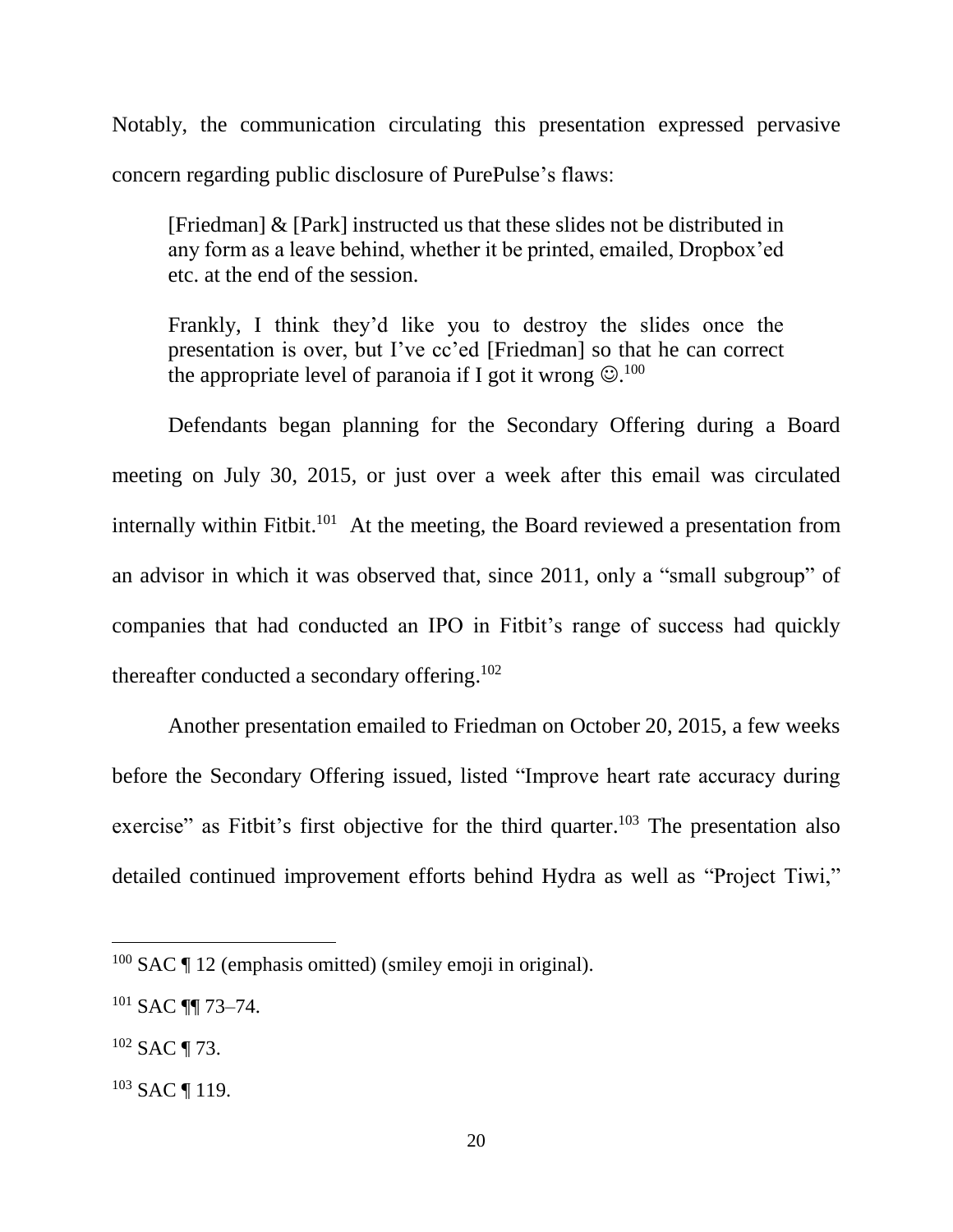Notably, the communication circulating this presentation expressed pervasive concern regarding public disclosure of PurePulse's flaws:

> [Friedman] & [Park] instructed us that these slides not be distributed in any form as a leave behind, whether it be printed, emailed, Dropbox'ed etc. at the end of the session.
>
> Frankly, I think they'd like you to destroy the slides once the presentation is over, but I've cc'ed [Friedman] so that he can correct the appropriate level of paranoia if I got it wrong ☺.[100]

Defendants began planning for the Secondary Offering during a Board meeting on July 30, 2015, or just over a week after this email was circulated internally within Fitbit.[101] At the meeting, the Board reviewed a presentation from an advisor in which it was observed that, since 2011, only a "small subgroup" of companies that had conducted an IPO in Fitbit's range of success had quickly thereafter conducted a secondary offering.[102]

Another presentation emailed to Friedman on October 20, 2015, a few weeks before the Secondary Offering issued, listed "Improve heart rate accuracy during exercise" as Fitbit's first objective for the third quarter.[103] The presentation also detailed continued improvement efforts behind Hydra as well as "Project Tiwi,"

---

[100] SAC ¶ 12 (emphasis omitted) (smiley emoji in original).

[101] SAC ¶¶ 73–74.

[102] SAC ¶ 73.

[103] SAC ¶ 119.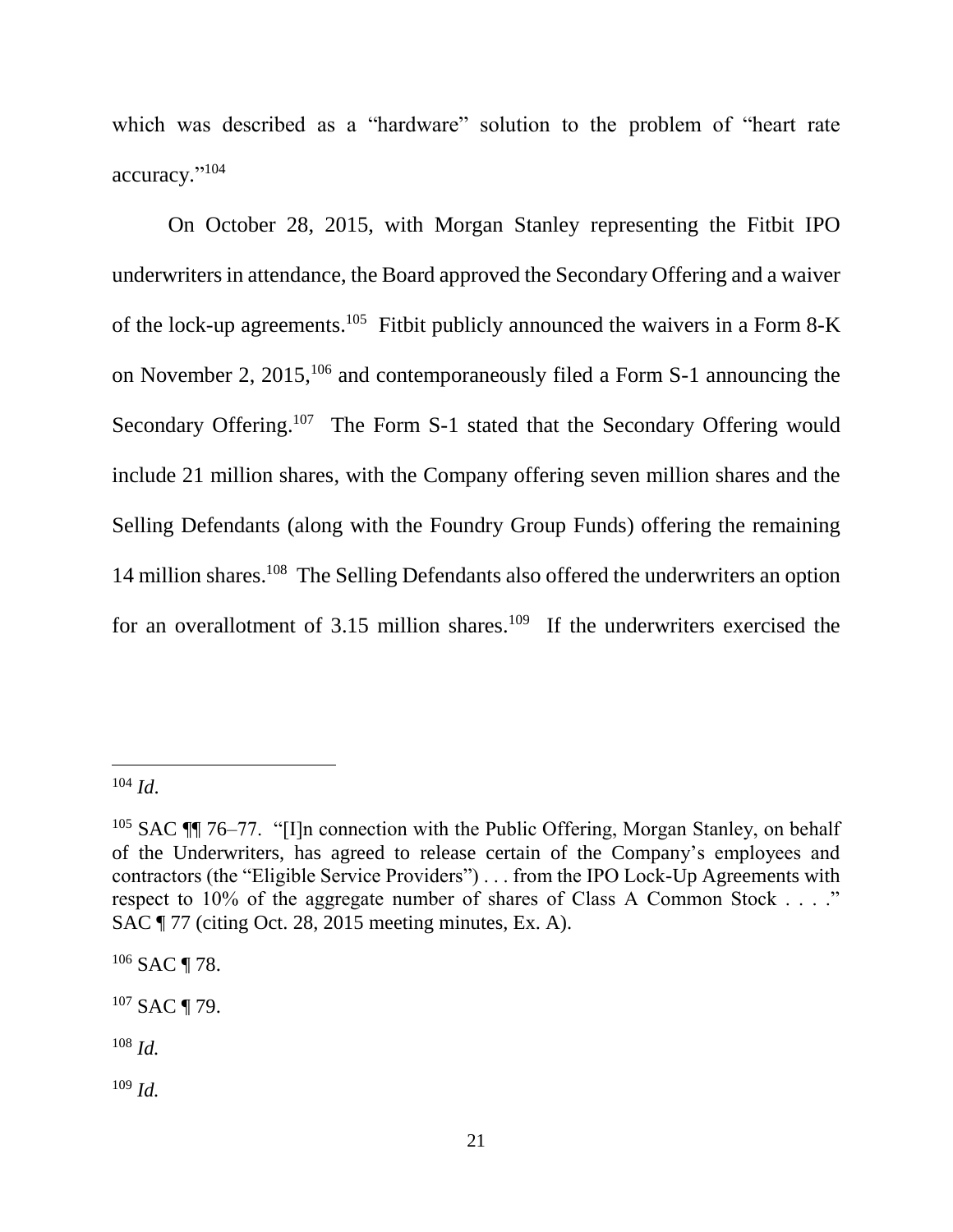which was described as a "hardware" solution to the problem of "heart rate accuracy."[104]

On October 28, 2015, with Morgan Stanley representing the Fitbit IPO underwriters in attendance, the Board approved the Secondary Offering and a waiver of the lock-up agreements.[105] Fitbit publicly announced the waivers in a Form 8-K on November 2, 2015,[106] and contemporaneously filed a Form S-1 announcing the Secondary Offering.[107] The Form S-1 stated that the Secondary Offering would include 21 million shares, with the Company offering seven million shares and the Selling Defendants (along with the Foundry Group Funds) offering the remaining 14 million shares.[108] The Selling Defendants also offered the underwriters an option for an overallotment of 3.15 million shares.[109] If the underwriters exercised the

---

[104] *Id.*

[105] SAC ¶¶ 76–77. "[I]n connection with the Public Offering, Morgan Stanley, on behalf of the Underwriters, has agreed to release certain of the Company's employees and contractors (the "Eligible Service Providers") . . . from the IPO Lock-Up Agreements with respect to 10% of the aggregate number of shares of Class A Common Stock . . . ." SAC ¶ 77 (citing Oct. 28, 2015 meeting minutes, Ex. A).

[106] SAC ¶ 78.

[107] SAC ¶ 79.

[108] *Id.*

[109] *Id.*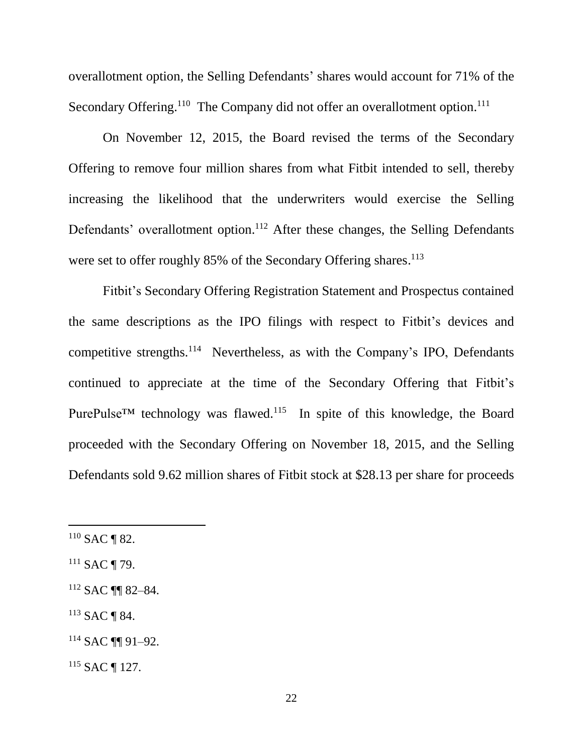overallotment option, the Selling Defendants' shares would account for 71% of the Secondary Offering.[110] The Company did not offer an overallotment option.[111]

On November 12, 2015, the Board revised the terms of the Secondary Offering to remove four million shares from what Fitbit intended to sell, thereby increasing the likelihood that the underwriters would exercise the Selling Defendants' overallotment option.[112] After these changes, the Selling Defendants were set to offer roughly 85% of the Secondary Offering shares.[113]

Fitbit's Secondary Offering Registration Statement and Prospectus contained the same descriptions as the IPO filings with respect to Fitbit's devices and competitive strengths.[114] Nevertheless, as with the Company's IPO, Defendants continued to appreciate at the time of the Secondary Offering that Fitbit's PurePulse™ technology was flawed.[115] In spite of this knowledge, the Board proceeded with the Secondary Offering on November 18, 2015, and the Selling Defendants sold 9.62 million shares of Fitbit stock at $28.13 per share for proceeds

---

[110] SAC ¶ 82.

[111] SAC ¶ 79.

[112] SAC ¶¶ 82–84.

[113] SAC ¶ 84.

[114] SAC ¶¶ 91–92.

[115] SAC ¶ 127.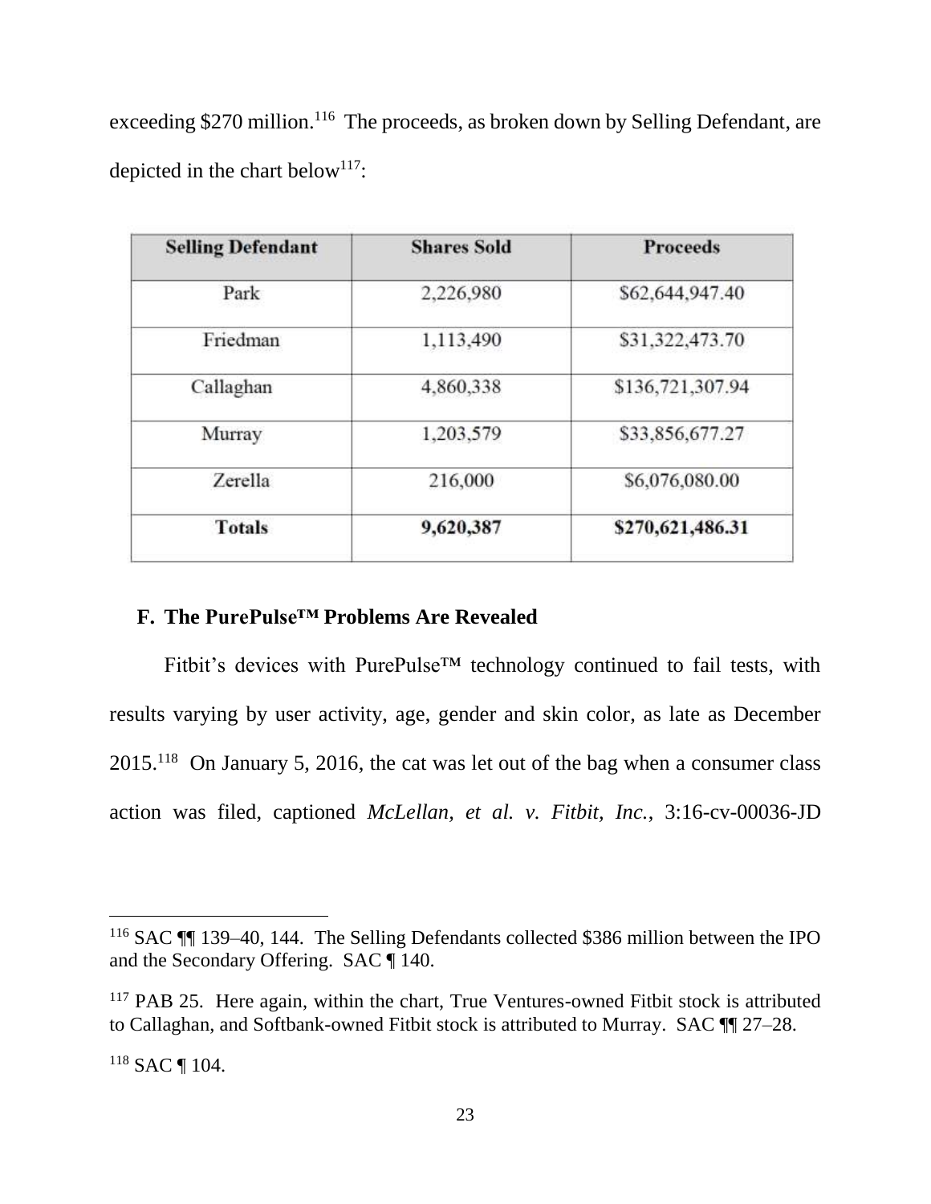exceeding $270 million.[116] The proceeds, as broken down by Selling Defendant, are depicted in the chart below[117]:

| Selling Defendant | Shares Sold | Proceeds |
|---|---|---|
| Park | 2,226,980 | $62,644,947.40 |
| Friedman | 1,113,490 | $31,322,473.70 |
| Callaghan | 4,860,338 | $136,721,307.94 |
| Murray | 1,203,579 | $33,856,677.27 |
| Zerella | 216,000 | $6,076,080.00 |
| **Totals** | **9,620,387** | **$270,621,486.31** |

### F. The PurePulse™ Problems Are Revealed

Fitbit's devices with PurePulse™ technology continued to fail tests, with results varying by user activity, age, gender and skin color, as late as December 2015.[118] On January 5, 2016, the cat was let out of the bag when a consumer class action was filed, captioned *McLellan, et al. v. Fitbit, Inc.*, 3:16-cv-00036-JD

---

[116] SAC ¶¶ 139–40, 144. The Selling Defendants collected $386 million between the IPO and the Secondary Offering. SAC ¶ 140.

[117] PAB 25. Here again, within the chart, True Ventures-owned Fitbit stock is attributed to Callaghan, and Softbank-owned Fitbit stock is attributed to Murray. SAC ¶¶ 27–28.

[118] SAC ¶ 104.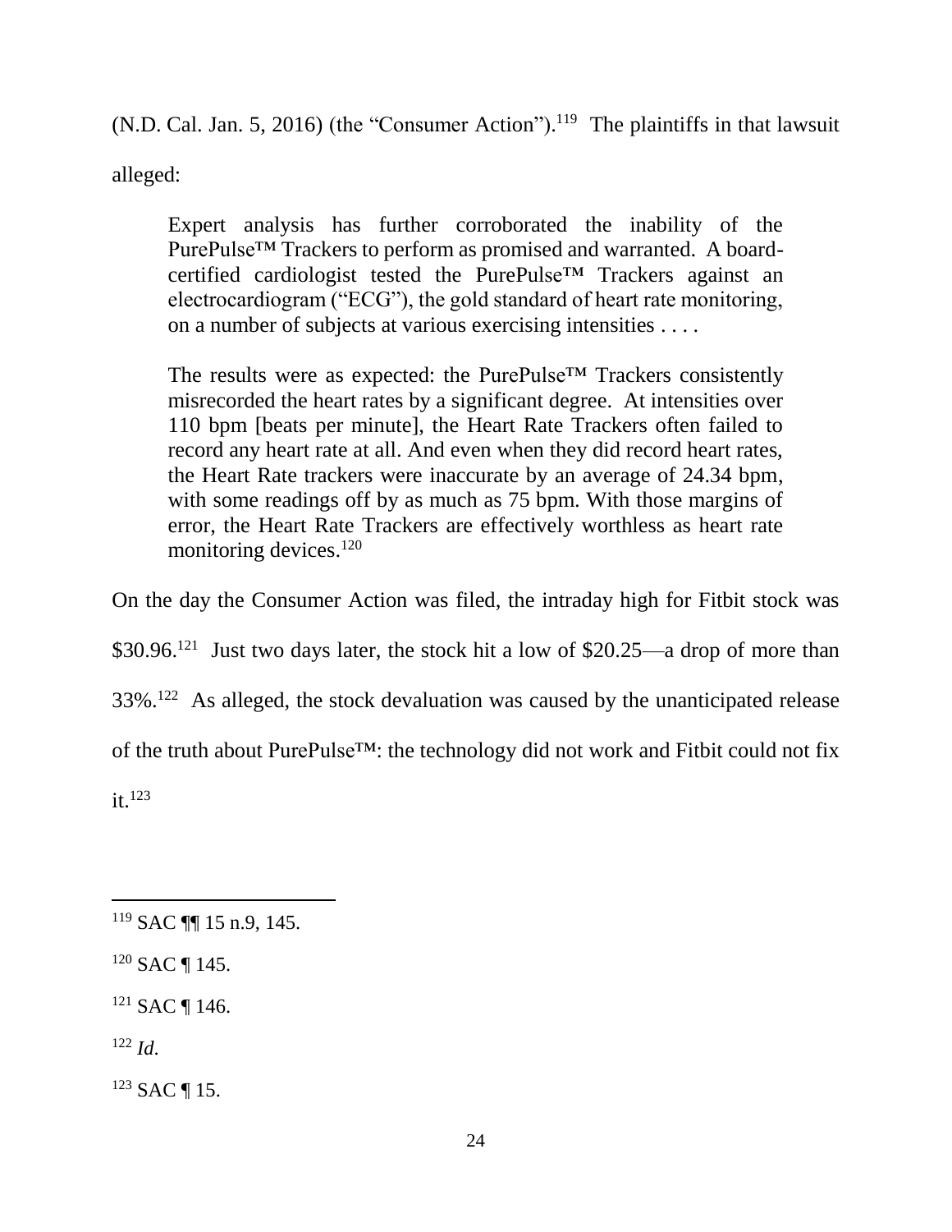(N.D. Cal. Jan. 5, 2016) (the "Consumer Action").[119] The plaintiffs in that lawsuit alleged:

> Expert analysis has further corroborated the inability of the PurePulse™ Trackers to perform as promised and warranted. A board-certified cardiologist tested the PurePulse™ Trackers against an electrocardiogram ("ECG"), the gold standard of heart rate monitoring, on a number of subjects at various exercising intensities . . . .
>
> The results were as expected: the PurePulse™ Trackers consistently misrecorded the heart rates by a significant degree. At intensities over 110 bpm [beats per minute], the Heart Rate Trackers often failed to record any heart rate at all. And even when they did record heart rates, the Heart Rate trackers were inaccurate by an average of 24.34 bpm, with some readings off by as much as 75 bpm. With those margins of error, the Heart Rate Trackers are effectively worthless as heart rate monitoring devices.[120]

On the day the Consumer Action was filed, the intraday high for Fitbit stock was \$30.96.[121] Just two days later, the stock hit a low of \$20.25—a drop of more than 33%.[122] As alleged, the stock devaluation was caused by the unanticipated release of the truth about PurePulse™: the technology did not work and Fitbit could not fix it.[123]

---

[119] SAC ¶¶ 15 n.9, 145.

[120] SAC ¶ 145.

[121] SAC ¶ 146.

[122] *Id.*

[123] SAC ¶ 15.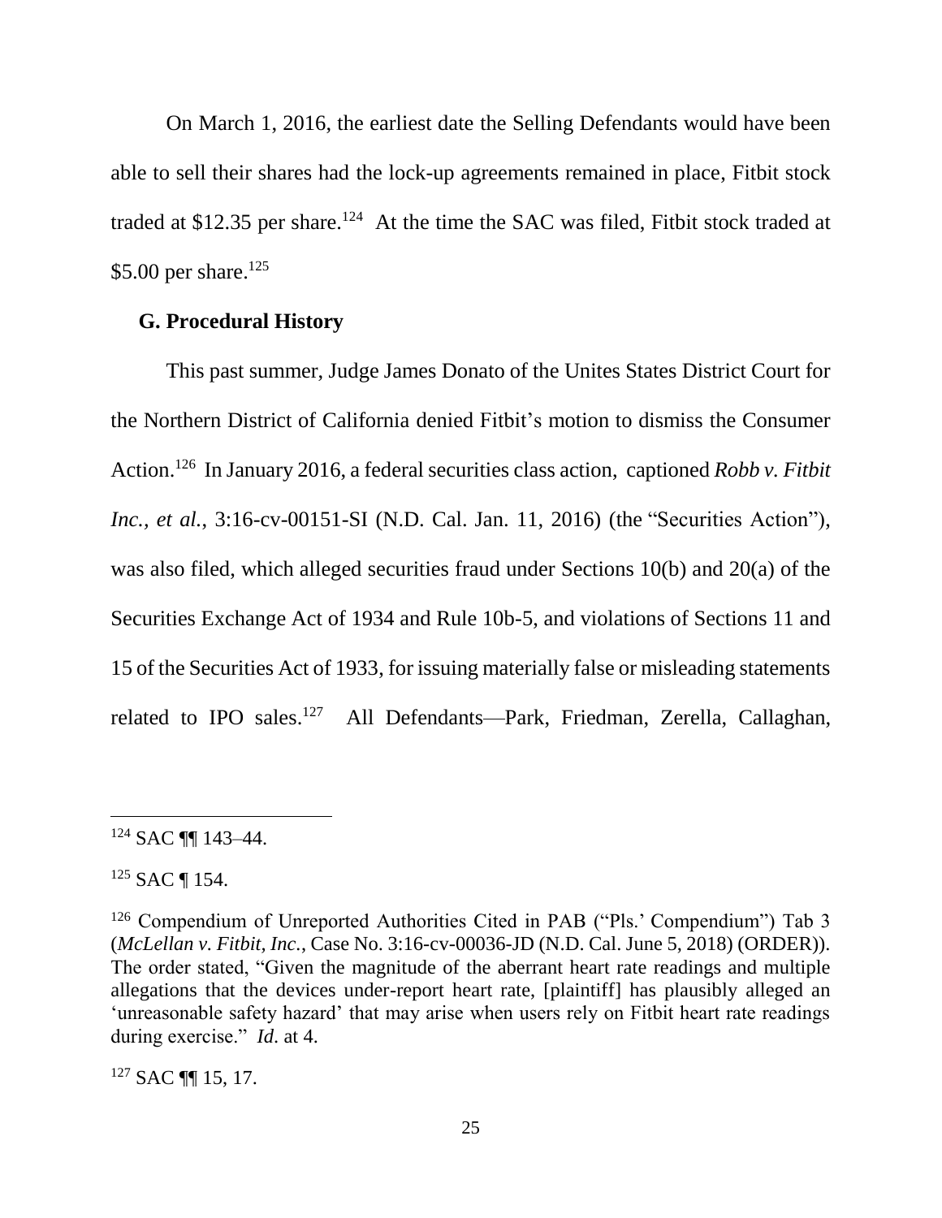On March 1, 2016, the earliest date the Selling Defendants would have been able to sell their shares had the lock-up agreements remained in place, Fitbit stock traded at $12.35 per share.[124] At the time the SAC was filed, Fitbit stock traded at $5.00 per share.[125]

### G. Procedural History

This past summer, Judge James Donato of the Unites States District Court for the Northern District of California denied Fitbit's motion to dismiss the Consumer Action.[126] In January 2016, a federal securities class action, captioned *Robb v. Fitbit Inc., et al.*, 3:16-cv-00151-SI (N.D. Cal. Jan. 11, 2016) (the "Securities Action"), was also filed, which alleged securities fraud under Sections 10(b) and 20(a) of the Securities Exchange Act of 1934 and Rule 10b-5, and violations of Sections 11 and 15 of the Securities Act of 1933, for issuing materially false or misleading statements related to IPO sales.[127] All Defendants—Park, Friedman, Zerella, Callaghan,

---

[124] SAC ¶¶ 143–44.

[125] SAC ¶ 154.

[126] Compendium of Unreported Authorities Cited in PAB ("Pls.' Compendium") Tab 3 (*McLellan v. Fitbit, Inc.*, Case No. 3:16-cv-00036-JD (N.D. Cal. June 5, 2018) (ORDER)). The order stated, "Given the magnitude of the aberrant heart rate readings and multiple allegations that the devices under-report heart rate, [plaintiff] has plausibly alleged an 'unreasonable safety hazard' that may arise when users rely on Fitbit heart rate readings during exercise." *Id.* at 4.

[127] SAC ¶¶ 15, 17.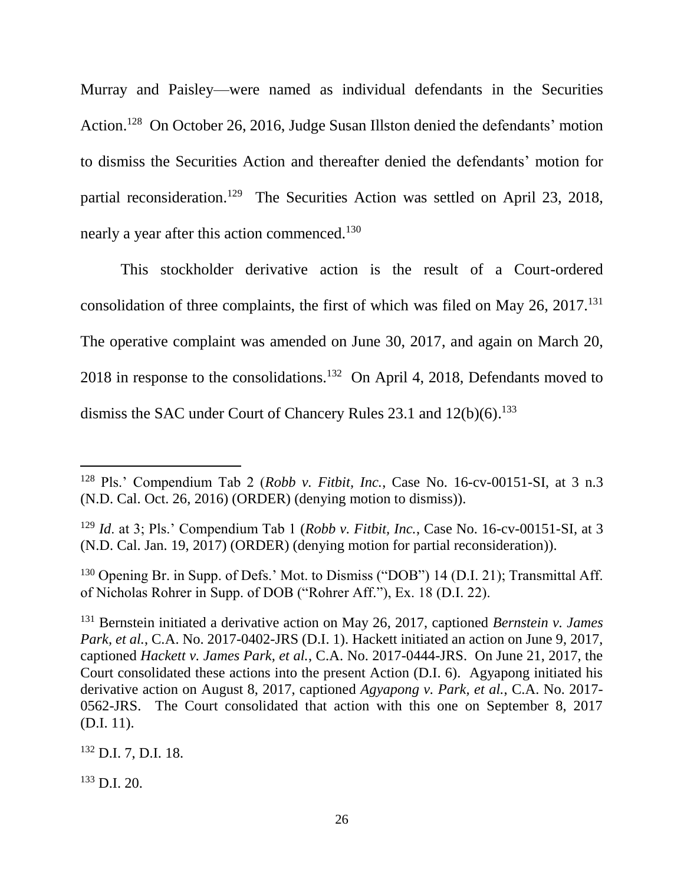Murray and Paisley—were named as individual defendants in the Securities Action.[128] On October 26, 2016, Judge Susan Illston denied the defendants' motion to dismiss the Securities Action and thereafter denied the defendants' motion for partial reconsideration.[129] The Securities Action was settled on April 23, 2018, nearly a year after this action commenced.[130]

This stockholder derivative action is the result of a Court-ordered consolidation of three complaints, the first of which was filed on May 26, 2017.[131] The operative complaint was amended on June 30, 2017, and again on March 20, 2018 in response to the consolidations.[132] On April 4, 2018, Defendants moved to dismiss the SAC under Court of Chancery Rules 23.1 and 12(b)(6).[133]

---

[128] Pls.' Compendium Tab 2 (*Robb v. Fitbit, Inc.*, Case No. 16-cv-00151-SI, at 3 n.3 (N.D. Cal. Oct. 26, 2016) (ORDER) (denying motion to dismiss)).

[129] *Id*. at 3; Pls.' Compendium Tab 1 (*Robb v. Fitbit, Inc.*, Case No. 16-cv-00151-SI, at 3 (N.D. Cal. Jan. 19, 2017) (ORDER) (denying motion for partial reconsideration)).

[130] Opening Br. in Supp. of Defs.' Mot. to Dismiss ("DOB") 14 (D.I. 21); Transmittal Aff. of Nicholas Rohrer in Supp. of DOB ("Rohrer Aff."), Ex. 18 (D.I. 22).

[131] Bernstein initiated a derivative action on May 26, 2017, captioned *Bernstein v. James Park, et al.*, C.A. No. 2017-0402-JRS (D.I. 1). Hackett initiated an action on June 9, 2017, captioned *Hackett v. James Park, et al.*, C.A. No. 2017-0444-JRS. On June 21, 2017, the Court consolidated these actions into the present Action (D.I. 6). Agyapong initiated his derivative action on August 8, 2017, captioned *Agyapong v. Park, et al.*, C.A. No. 2017-0562-JRS. The Court consolidated that action with this one on September 8, 2017 (D.I. 11).

[132] D.I. 7, D.I. 18.

[133] D.I. 20.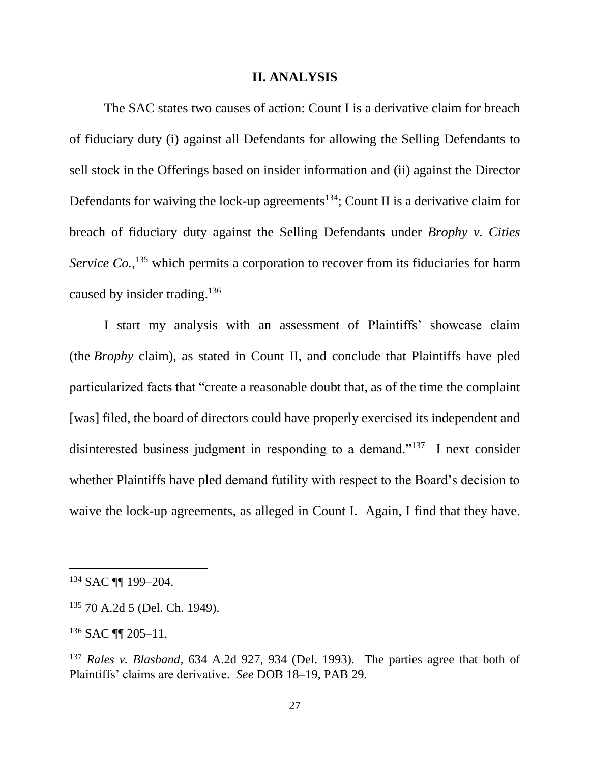## II. ANALYSIS

The SAC states two causes of action: Count I is a derivative claim for breach of fiduciary duty (i) against all Defendants for allowing the Selling Defendants to sell stock in the Offerings based on insider information and (ii) against the Director Defendants for waiving the lock-up agreements[134]; Count II is a derivative claim for breach of fiduciary duty against the Selling Defendants under *Brophy v. Cities Service Co.*,[135] which permits a corporation to recover from its fiduciaries for harm caused by insider trading.[136]

I start my analysis with an assessment of Plaintiffs' showcase claim (the *Brophy* claim), as stated in Count II, and conclude that Plaintiffs have pled particularized facts that "create a reasonable doubt that, as of the time the complaint [was] filed, the board of directors could have properly exercised its independent and disinterested business judgment in responding to a demand."[137] I next consider whether Plaintiffs have pled demand futility with respect to the Board's decision to waive the lock-up agreements, as alleged in Count I. Again, I find that they have.

---

[134] SAC ¶¶ 199–204.

[135] 70 A.2d 5 (Del. Ch. 1949).

[136] SAC ¶¶ 205–11.

[137] *Rales v. Blasband*, 634 A.2d 927, 934 (Del. 1993). The parties agree that both of Plaintiffs' claims are derivative. *See* DOB 18–19, PAB 29.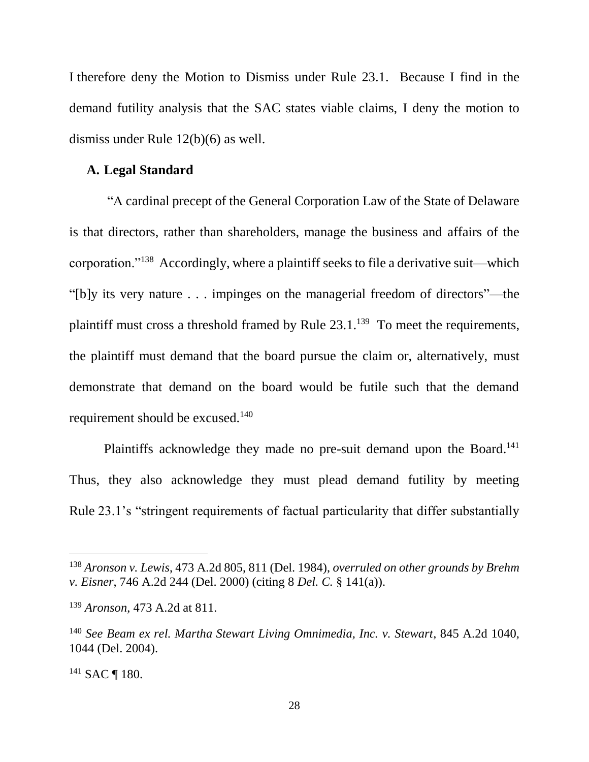I therefore deny the Motion to Dismiss under Rule 23.1. Because I find in the demand futility analysis that the SAC states viable claims, I deny the motion to dismiss under Rule 12(b)(6) as well.

**A. Legal Standard**

"A cardinal precept of the General Corporation Law of the State of Delaware is that directors, rather than shareholders, manage the business and affairs of the corporation."[138] Accordingly, where a plaintiff seeks to file a derivative suit—which "[b]y its very nature . . . impinges on the managerial freedom of directors"—the plaintiff must cross a threshold framed by Rule 23.1.[139] To meet the requirements, the plaintiff must demand that the board pursue the claim or, alternatively, must demonstrate that demand on the board would be futile such that the demand requirement should be excused.[140]

Plaintiffs acknowledge they made no pre-suit demand upon the Board.[141] Thus, they also acknowledge they must plead demand futility by meeting Rule 23.1's "stringent requirements of factual particularity that differ substantially

---

[138] *Aronson v. Lewis*, 473 A.2d 805, 811 (Del. 1984), *overruled on other grounds by Brehm v. Eisner*, 746 A.2d 244 (Del. 2000) (citing 8 *Del. C.* § 141(a)).

[139] *Aronson*, 473 A.2d at 811.

[140] *See Beam ex rel. Martha Stewart Living Omnimedia, Inc. v. Stewart*, 845 A.2d 1040, 1044 (Del. 2004).

[141] SAC ¶ 180.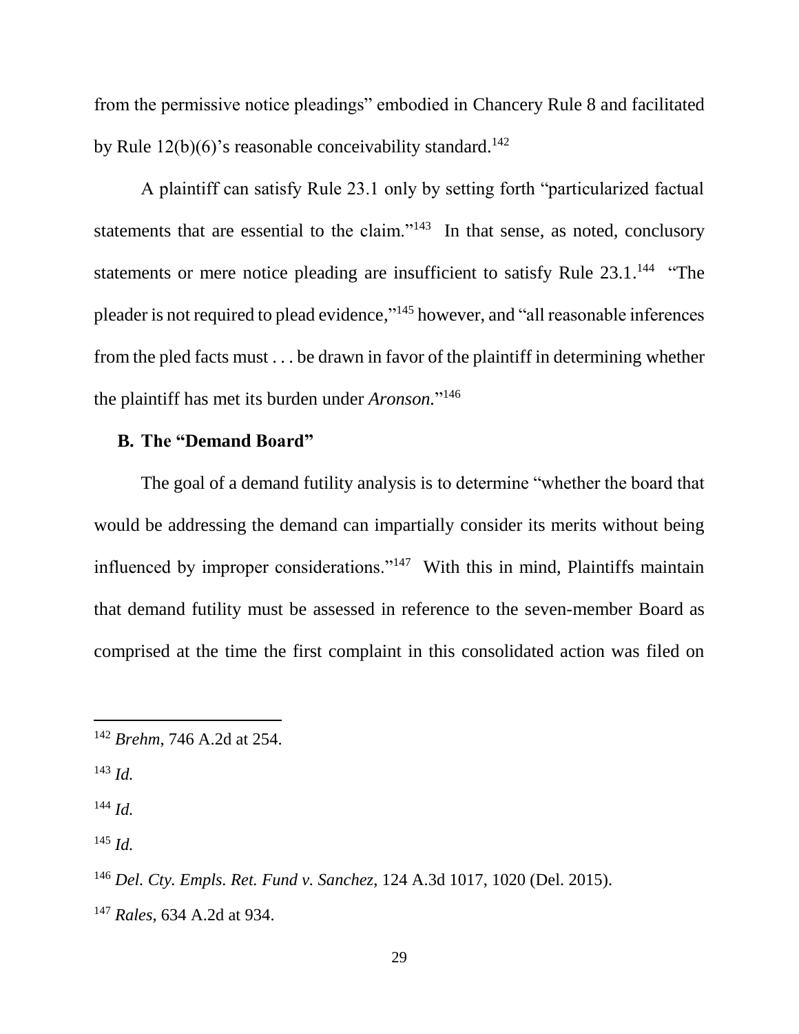from the permissive notice pleadings" embodied in Chancery Rule 8 and facilitated by Rule 12(b)(6)'s reasonable conceivability standard.[142]

A plaintiff can satisfy Rule 23.1 only by setting forth "particularized factual statements that are essential to the claim."[143] In that sense, as noted, conclusory statements or mere notice pleading are insufficient to satisfy Rule 23.1.[144] "The pleader is not required to plead evidence,"[145] however, and "all reasonable inferences from the pled facts must . . . be drawn in favor of the plaintiff in determining whether the plaintiff has met its burden under *Aronson*."[146]

### B. The "Demand Board"

The goal of a demand futility analysis is to determine "whether the board that would be addressing the demand can impartially consider its merits without being influenced by improper considerations."[147] With this in mind, Plaintiffs maintain that demand futility must be assessed in reference to the seven-member Board as comprised at the time the first complaint in this consolidated action was filed on

---

[142] *Brehm*, 746 A.2d at 254.

[143] *Id.*

[144] *Id.*

[145] *Id.*

[146] *Del. Cty. Empls. Ret. Fund v. Sanchez*, 124 A.3d 1017, 1020 (Del. 2015).

[147] *Rales*, 634 A.2d at 934.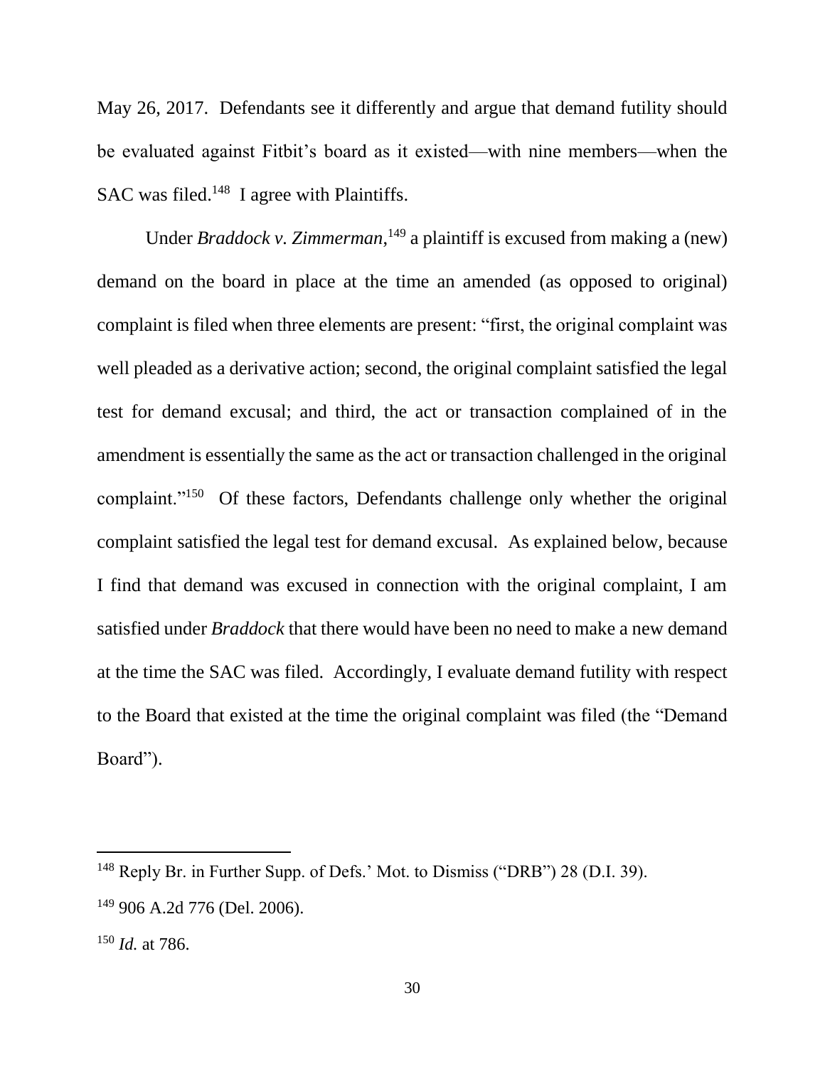May 26, 2017. Defendants see it differently and argue that demand futility should be evaluated against Fitbit's board as it existed—with nine members—when the SAC was filed.[148] I agree with Plaintiffs.

Under *Braddock v. Zimmerman*,[149] a plaintiff is excused from making a (new) demand on the board in place at the time an amended (as opposed to original) complaint is filed when three elements are present: "first, the original complaint was well pleaded as a derivative action; second, the original complaint satisfied the legal test for demand excusal; and third, the act or transaction complained of in the amendment is essentially the same as the act or transaction challenged in the original complaint."[150] Of these factors, Defendants challenge only whether the original complaint satisfied the legal test for demand excusal. As explained below, because I find that demand was excused in connection with the original complaint, I am satisfied under *Braddock* that there would have been no need to make a new demand at the time the SAC was filed. Accordingly, I evaluate demand futility with respect to the Board that existed at the time the original complaint was filed (the "Demand Board").

---

[148] Reply Br. in Further Supp. of Defs.' Mot. to Dismiss ("DRB") 28 (D.I. 39).

[149] 906 A.2d 776 (Del. 2006).

[150] *Id.* at 786.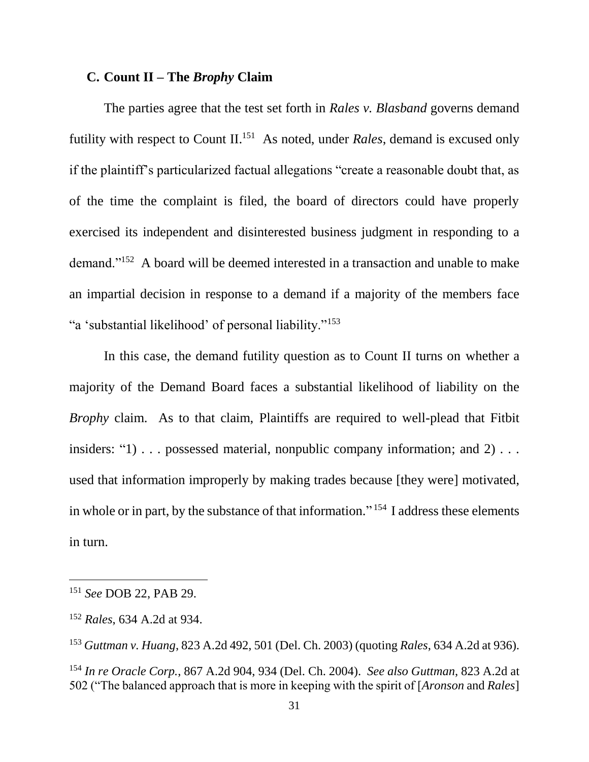### C. Count II – The *Brophy* Claim

The parties agree that the test set forth in *Rales v. Blasband* governs demand futility with respect to Count II.[151] As noted, under *Rales*, demand is excused only if the plaintiff's particularized factual allegations "create a reasonable doubt that, as of the time the complaint is filed, the board of directors could have properly exercised its independent and disinterested business judgment in responding to a demand."[152] A board will be deemed interested in a transaction and unable to make an impartial decision in response to a demand if a majority of the members face "a 'substantial likelihood' of personal liability."[153]

In this case, the demand futility question as to Count II turns on whether a majority of the Demand Board faces a substantial likelihood of liability on the *Brophy* claim. As to that claim, Plaintiffs are required to well-plead that Fitbit insiders: "1) . . . possessed material, nonpublic company information; and 2) . . . used that information improperly by making trades because [they were] motivated, in whole or in part, by the substance of that information."[154] I address these elements in turn.

---

[151] *See* DOB 22, PAB 29.

[152] *Rales*, 634 A.2d at 934.

[153] *Guttman v. Huang*, 823 A.2d 492, 501 (Del. Ch. 2003) (quoting *Rales*, 634 A.2d at 936).

[154] *In re Oracle Corp.*, 867 A.2d 904, 934 (Del. Ch. 2004). *See also Guttman*, 823 A.2d at 502 ("The balanced approach that is more in keeping with the spirit of [*Aronson* and *Rales*]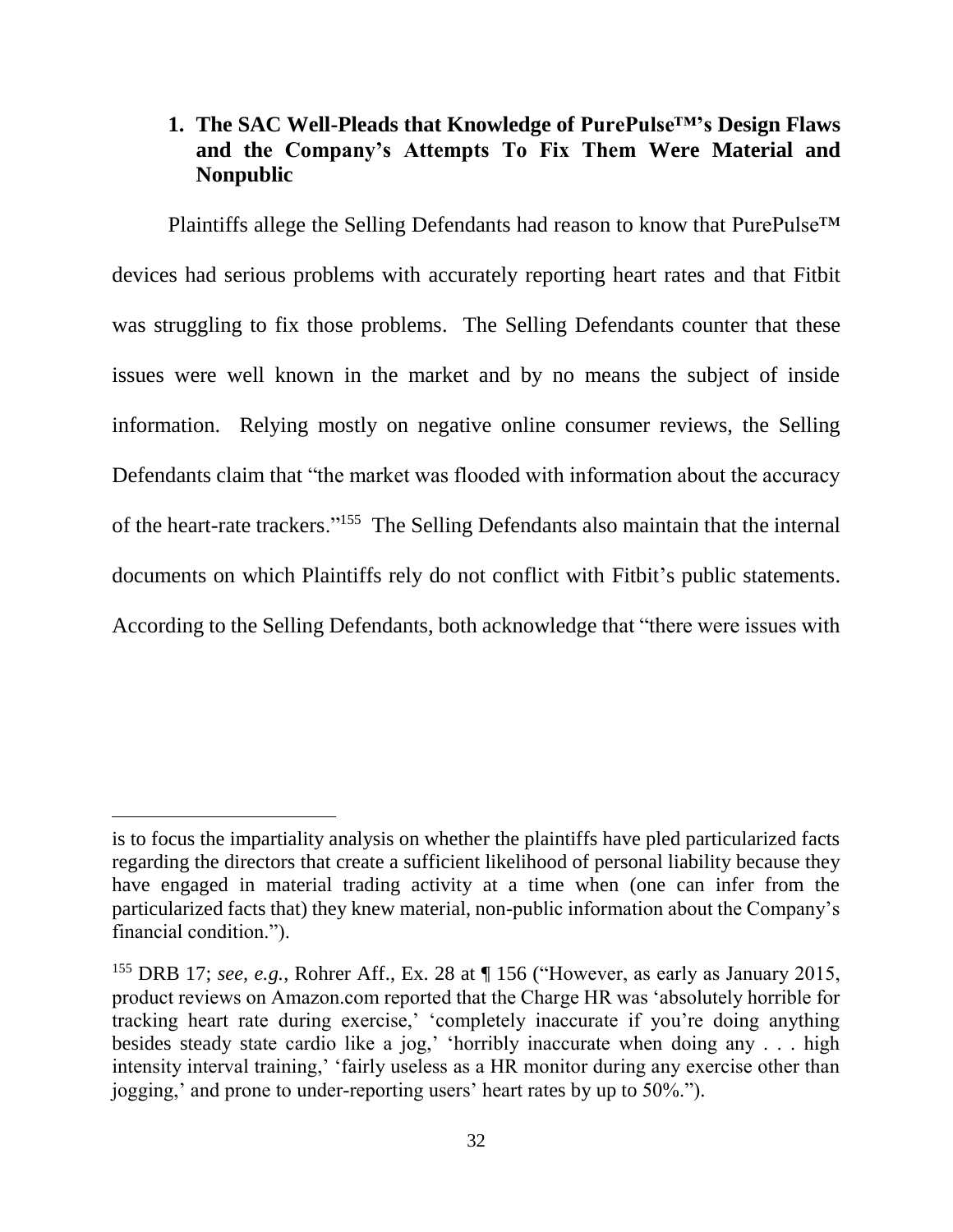### 1. The SAC Well-Pleads that Knowledge of PurePulse™'s Design Flaws and the Company's Attempts To Fix Them Were Material and Nonpublic

Plaintiffs allege the Selling Defendants had reason to know that PurePulse™ devices had serious problems with accurately reporting heart rates and that Fitbit was struggling to fix those problems. The Selling Defendants counter that these issues were well known in the market and by no means the subject of inside information. Relying mostly on negative online consumer reviews, the Selling Defendants claim that "the market was flooded with information about the accuracy of the heart-rate trackers."[155] The Selling Defendants also maintain that the internal documents on which Plaintiffs rely do not conflict with Fitbit's public statements. According to the Selling Defendants, both acknowledge that "there were issues with

---

is to focus the impartiality analysis on whether the plaintiffs have pled particularized facts regarding the directors that create a sufficient likelihood of personal liability because they have engaged in material trading activity at a time when (one can infer from the particularized facts that) they knew material, non-public information about the Company's financial condition.").

[155] DRB 17; *see, e.g.*, Rohrer Aff., Ex. 28 at ¶ 156 ("However, as early as January 2015, product reviews on Amazon.com reported that the Charge HR was 'absolutely horrible for tracking heart rate during exercise,' 'completely inaccurate if you're doing anything besides steady state cardio like a jog,' 'horribly inaccurate when doing any . . . high intensity interval training,' 'fairly useless as a HR monitor during any exercise other than jogging,' and prone to under-reporting users' heart rates by up to 50%.").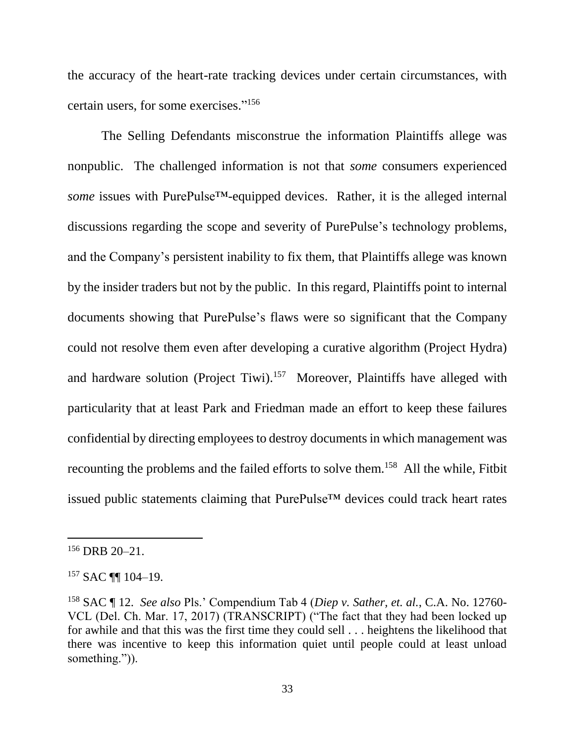the accuracy of the heart-rate tracking devices under certain circumstances, with certain users, for some exercises."[156]

The Selling Defendants misconstrue the information Plaintiffs allege was nonpublic. The challenged information is not that *some* consumers experienced *some* issues with PurePulse™-equipped devices. Rather, it is the alleged internal discussions regarding the scope and severity of PurePulse's technology problems, and the Company's persistent inability to fix them, that Plaintiffs allege was known by the insider traders but not by the public. In this regard, Plaintiffs point to internal documents showing that PurePulse's flaws were so significant that the Company could not resolve them even after developing a curative algorithm (Project Hydra) and hardware solution (Project Tiwi).[157] Moreover, Plaintiffs have alleged with particularity that at least Park and Friedman made an effort to keep these failures confidential by directing employees to destroy documents in which management was recounting the problems and the failed efforts to solve them.[158] All the while, Fitbit issued public statements claiming that PurePulse™ devices could track heart rates

---

[156] DRB 20–21.

[157] SAC ¶¶ 104–19.

[158] SAC ¶ 12. *See also* Pls.' Compendium Tab 4 (*Diep v. Sather, et. al.*, C.A. No. 12760-VCL (Del. Ch. Mar. 17, 2017) (TRANSCRIPT) ("The fact that they had been locked up for awhile and that this was the first time they could sell . . . heightens the likelihood that there was incentive to keep this information quiet until people could at least unload something.")).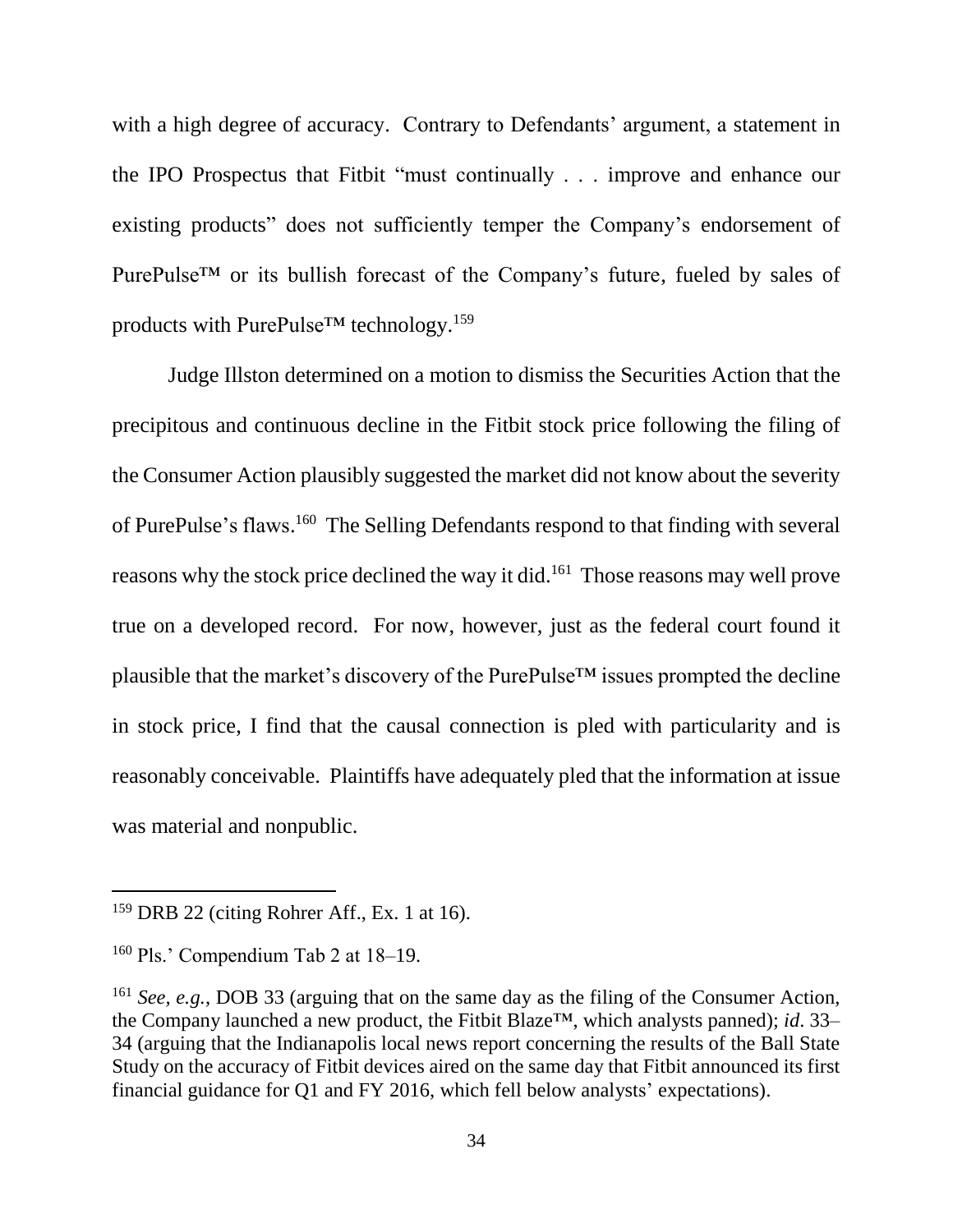with a high degree of accuracy. Contrary to Defendants' argument, a statement in the IPO Prospectus that Fitbit "must continually . . . improve and enhance our existing products" does not sufficiently temper the Company's endorsement of PurePulse™ or its bullish forecast of the Company's future, fueled by sales of products with PurePulse™ technology.[159]

Judge Illston determined on a motion to dismiss the Securities Action that the precipitous and continuous decline in the Fitbit stock price following the filing of the Consumer Action plausibly suggested the market did not know about the severity of PurePulse's flaws.[160] The Selling Defendants respond to that finding with several reasons why the stock price declined the way it did.[161] Those reasons may well prove true on a developed record. For now, however, just as the federal court found it plausible that the market's discovery of the PurePulse™ issues prompted the decline in stock price, I find that the causal connection is pled with particularity and is reasonably conceivable. Plaintiffs have adequately pled that the information at issue was material and nonpublic.

---

[159] DRB 22 (citing Rohrer Aff., Ex. 1 at 16).

[160] Pls.' Compendium Tab 2 at 18–19.

[161] *See, e.g.*, DOB 33 (arguing that on the same day as the filing of the Consumer Action, the Company launched a new product, the Fitbit Blaze™, which analysts panned); *id*. 33–34 (arguing that the Indianapolis local news report concerning the results of the Ball State Study on the accuracy of Fitbit devices aired on the same day that Fitbit announced its first financial guidance for Q1 and FY 2016, which fell below analysts' expectations).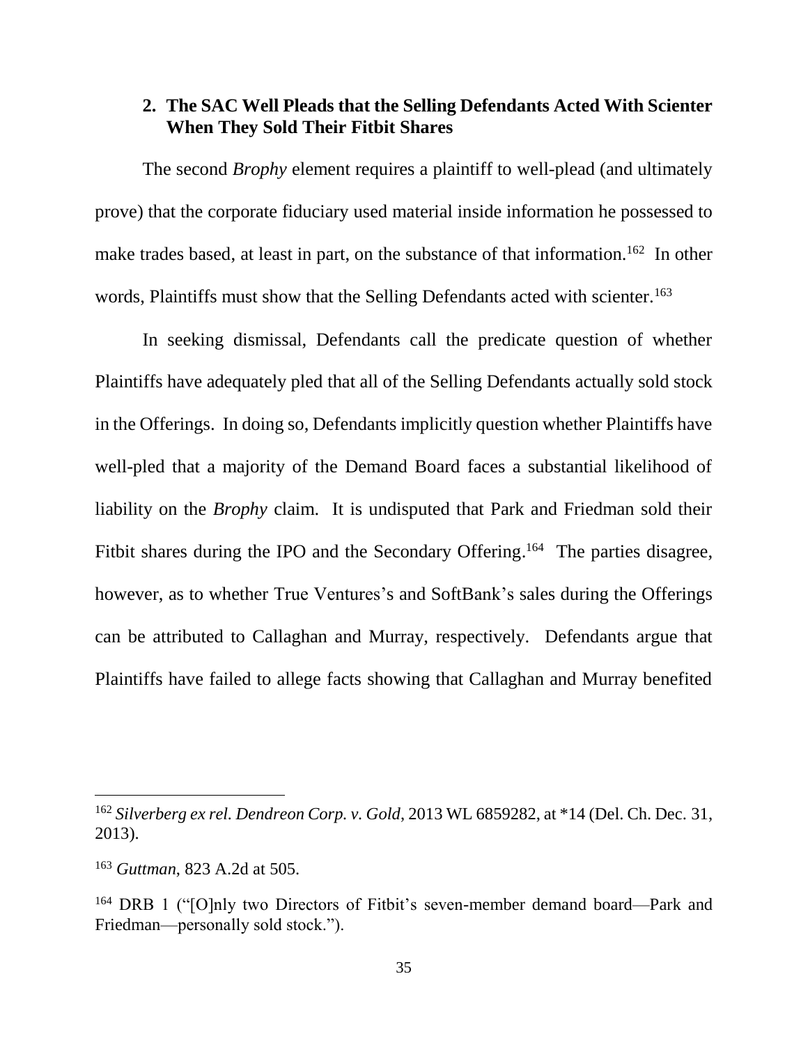### 2. The SAC Well Pleads that the Selling Defendants Acted With Scienter When They Sold Their Fitbit Shares

The second *Brophy* element requires a plaintiff to well-plead (and ultimately prove) that the corporate fiduciary used material inside information he possessed to make trades based, at least in part, on the substance of that information.[162] In other words, Plaintiffs must show that the Selling Defendants acted with scienter.[163]

In seeking dismissal, Defendants call the predicate question of whether Plaintiffs have adequately pled that all of the Selling Defendants actually sold stock in the Offerings. In doing so, Defendants implicitly question whether Plaintiffs have well-pled that a majority of the Demand Board faces a substantial likelihood of liability on the *Brophy* claim. It is undisputed that Park and Friedman sold their Fitbit shares during the IPO and the Secondary Offering.[164] The parties disagree, however, as to whether True Ventures's and SoftBank's sales during the Offerings can be attributed to Callaghan and Murray, respectively. Defendants argue that Plaintiffs have failed to allege facts showing that Callaghan and Murray benefited

---

[162] *Silverberg ex rel. Dendreon Corp. v. Gold*, 2013 WL 6859282, at *14 (Del. Ch. Dec. 31, 2013).

[163] *Guttman*, 823 A.2d at 505.

[164] DRB 1 ("[O]nly two Directors of Fitbit's seven-member demand board—Park and Friedman—personally sold stock.").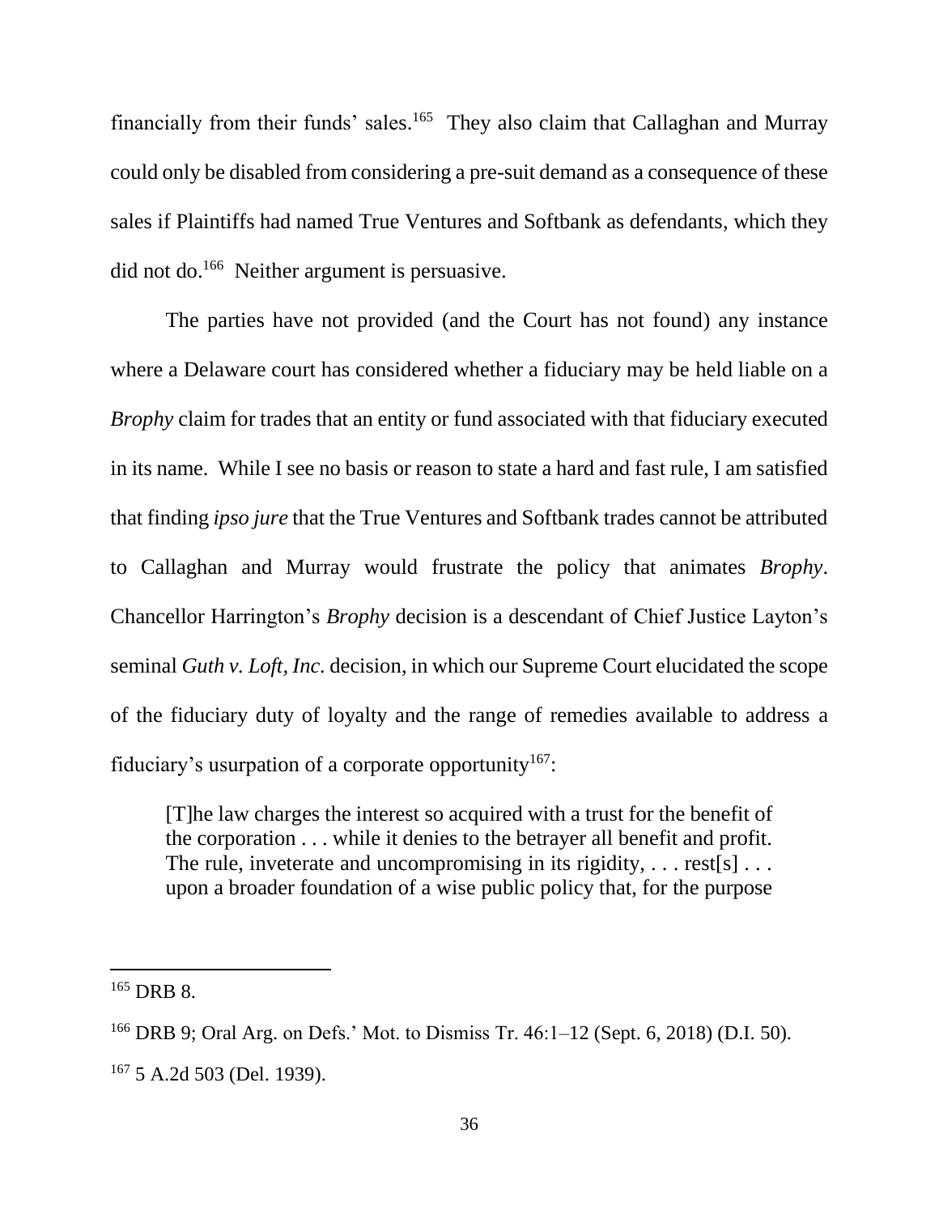financially from their funds' sales.[165] They also claim that Callaghan and Murray could only be disabled from considering a pre-suit demand as a consequence of these sales if Plaintiffs had named True Ventures and Softbank as defendants, which they did not do.[166] Neither argument is persuasive.

The parties have not provided (and the Court has not found) any instance where a Delaware court has considered whether a fiduciary may be held liable on a *Brophy* claim for trades that an entity or fund associated with that fiduciary executed in its name. While I see no basis or reason to state a hard and fast rule, I am satisfied that finding *ipso jure* that the True Ventures and Softbank trades cannot be attributed to Callaghan and Murray would frustrate the policy that animates *Brophy*. Chancellor Harrington's *Brophy* decision is a descendant of Chief Justice Layton's seminal *Guth v. Loft, Inc.* decision, in which our Supreme Court elucidated the scope of the fiduciary duty of loyalty and the range of remedies available to address a fiduciary's usurpation of a corporate opportunity[167]:

> [T]he law charges the interest so acquired with a trust for the benefit of the corporation . . . while it denies to the betrayer all benefit and profit. The rule, inveterate and uncompromising in its rigidity, . . . rest[s] . . . upon a broader foundation of a wise public policy that, for the purpose

---

[165] DRB 8.

[166] DRB 9; Oral Arg. on Defs.' Mot. to Dismiss Tr. 46:1–12 (Sept. 6, 2018) (D.I. 50).

[167] 5 A.2d 503 (Del. 1939).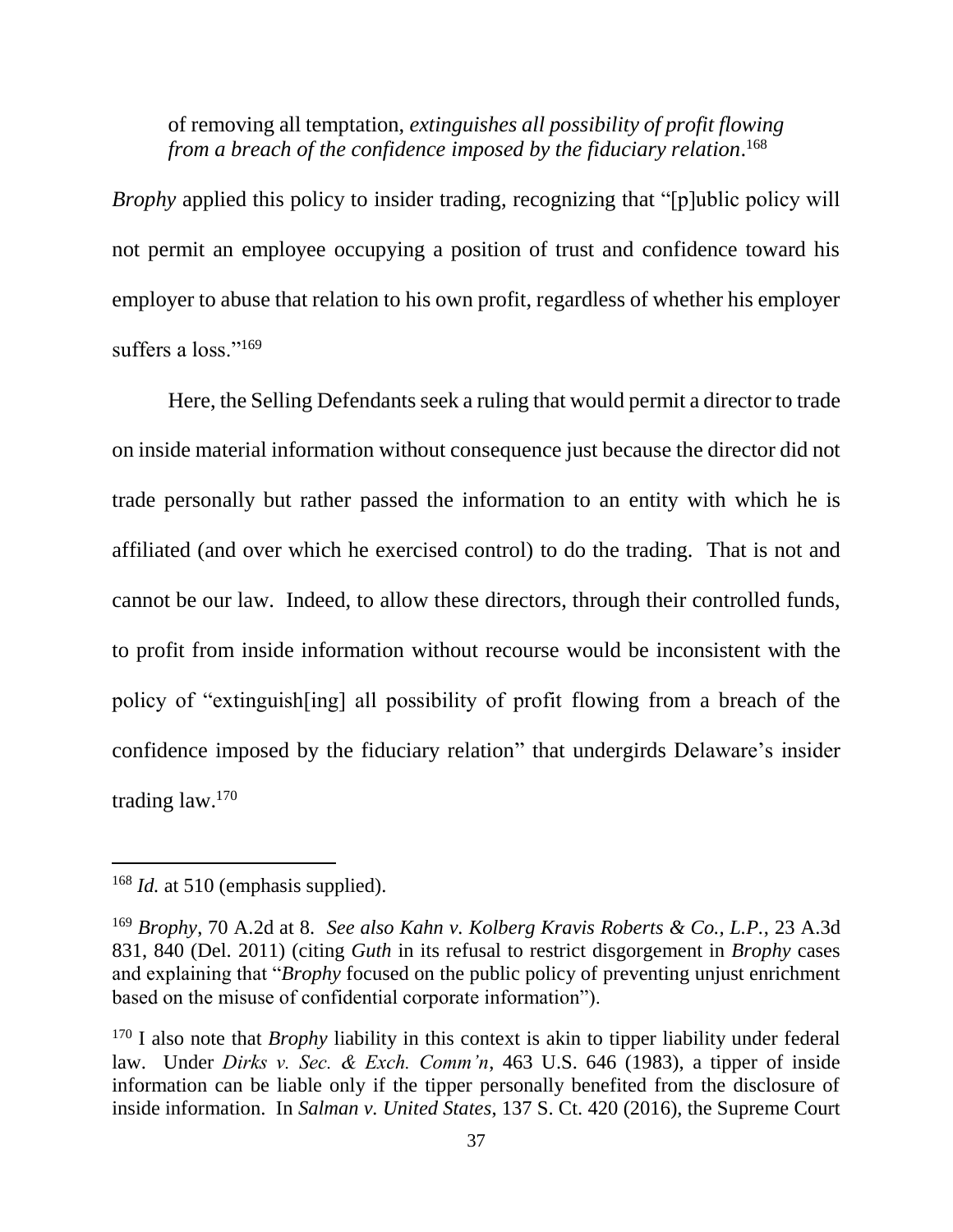of removing all temptation, *extinguishes all possibility of profit flowing from a breach of the confidence imposed by the fiduciary relation*.[168]

*Brophy* applied this policy to insider trading, recognizing that "[p]ublic policy will not permit an employee occupying a position of trust and confidence toward his employer to abuse that relation to his own profit, regardless of whether his employer suffers a loss."[169]

Here, the Selling Defendants seek a ruling that would permit a director to trade on inside material information without consequence just because the director did not trade personally but rather passed the information to an entity with which he is affiliated (and over which he exercised control) to do the trading. That is not and cannot be our law. Indeed, to allow these directors, through their controlled funds, to profit from inside information without recourse would be inconsistent with the policy of "extinguish[ing] all possibility of profit flowing from a breach of the confidence imposed by the fiduciary relation" that undergirds Delaware's insider trading law.[170]

---

[168] *Id.* at 510 (emphasis supplied).

[169] *Brophy*, 70 A.2d at 8. *See also Kahn v. Kolberg Kravis Roberts & Co., L.P.*, 23 A.3d 831, 840 (Del. 2011) (citing *Guth* in its refusal to restrict disgorgement in *Brophy* cases and explaining that "*Brophy* focused on the public policy of preventing unjust enrichment based on the misuse of confidential corporate information").

[170] I also note that *Brophy* liability in this context is akin to tipper liability under federal law. Under *Dirks v. Sec. & Exch. Comm'n*, 463 U.S. 646 (1983), a tipper of inside information can be liable only if the tipper personally benefited from the disclosure of inside information. In *Salman v. United States*, 137 S. Ct. 420 (2016), the Supreme Court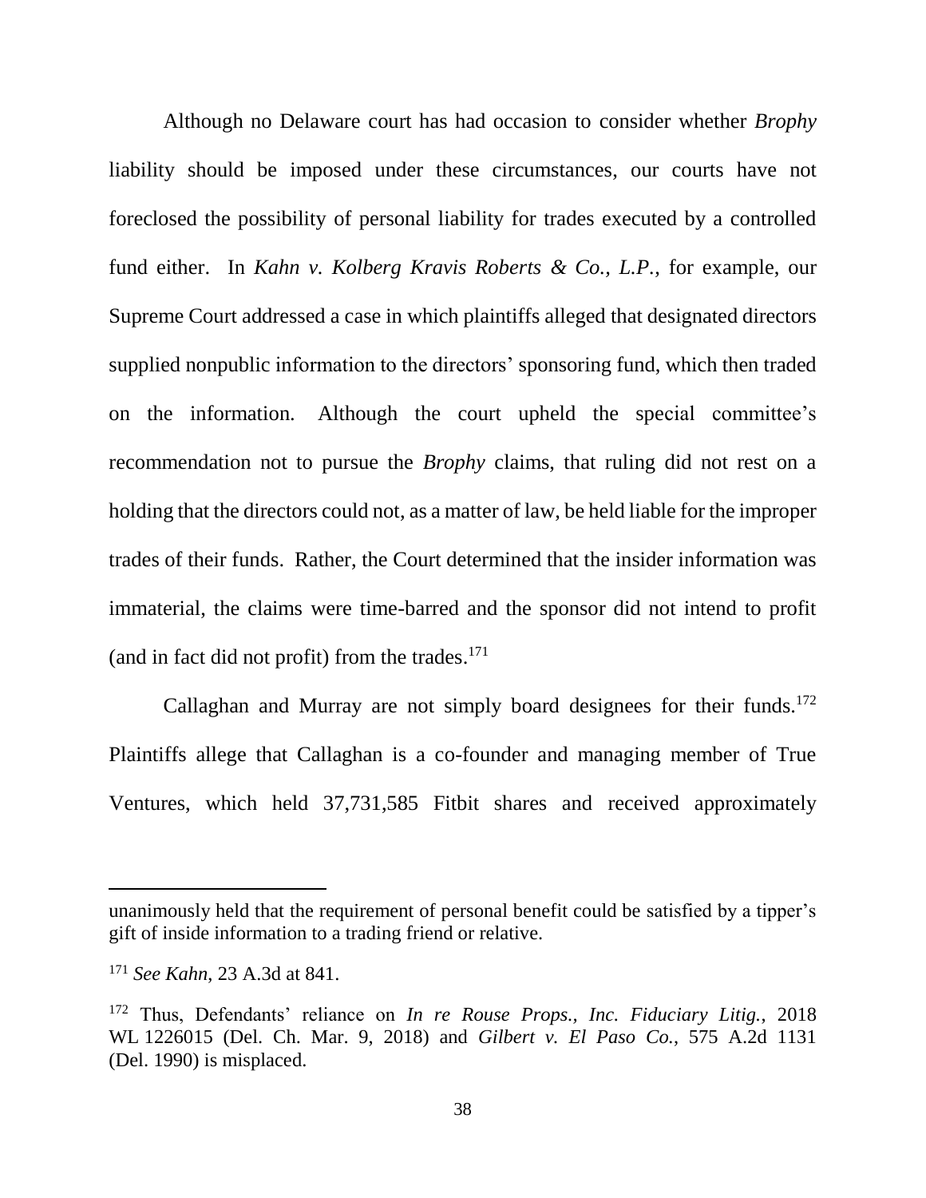Although no Delaware court has had occasion to consider whether *Brophy* liability should be imposed under these circumstances, our courts have not foreclosed the possibility of personal liability for trades executed by a controlled fund either. In *Kahn v. Kolberg Kravis Roberts & Co., L.P.*, for example, our Supreme Court addressed a case in which plaintiffs alleged that designated directors supplied nonpublic information to the directors' sponsoring fund, which then traded on the information. Although the court upheld the special committee's recommendation not to pursue the *Brophy* claims, that ruling did not rest on a holding that the directors could not, as a matter of law, be held liable for the improper trades of their funds. Rather, the Court determined that the insider information was immaterial, the claims were time-barred and the sponsor did not intend to profit (and in fact did not profit) from the trades.[171]

Callaghan and Murray are not simply board designees for their funds.[172] Plaintiffs allege that Callaghan is a co-founder and managing member of True Ventures, which held 37,731,585 Fitbit shares and received approximately

---

unanimously held that the requirement of personal benefit could be satisfied by a tipper's gift of inside information to a trading friend or relative.

[171] *See Kahn*, 23 A.3d at 841.

[172] Thus, Defendants' reliance on *In re Rouse Props., Inc. Fiduciary Litig.*, 2018 WL 1226015 (Del. Ch. Mar. 9, 2018) and *Gilbert v. El Paso Co.*, 575 A.2d 1131 (Del. 1990) is misplaced.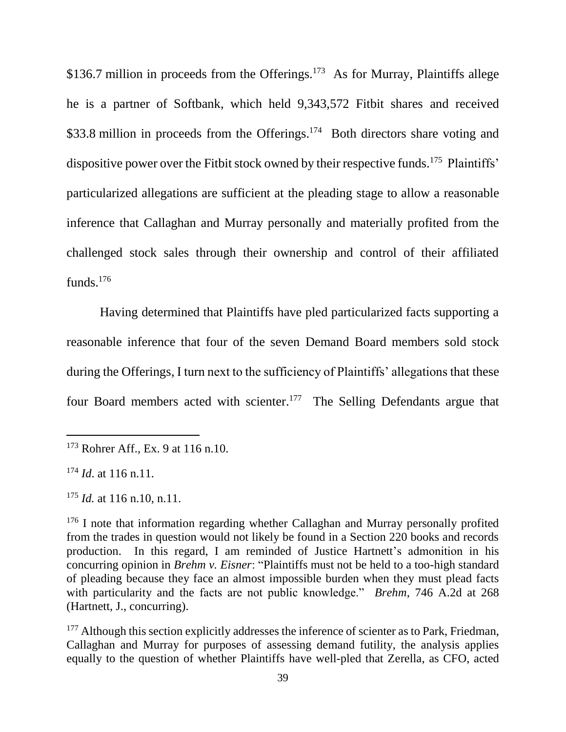$136.7 million in proceeds from the Offerings.[173] As for Murray, Plaintiffs allege he is a partner of Softbank, which held 9,343,572 Fitbit shares and received $33.8 million in proceeds from the Offerings.[174] Both directors share voting and dispositive power over the Fitbit stock owned by their respective funds.[175] Plaintiffs' particularized allegations are sufficient at the pleading stage to allow a reasonable inference that Callaghan and Murray personally and materially profited from the challenged stock sales through their ownership and control of their affiliated funds.[176]

Having determined that Plaintiffs have pled particularized facts supporting a reasonable inference that four of the seven Demand Board members sold stock during the Offerings, I turn next to the sufficiency of Plaintiffs' allegations that these four Board members acted with scienter.[177] The Selling Defendants argue that

---

[173] Rohrer Aff., Ex. 9 at 116 n.10.

[174] *Id*. at 116 n.11.

[175] *Id.* at 116 n.10, n.11.

[176] I note that information regarding whether Callaghan and Murray personally profited from the trades in question would not likely be found in a Section 220 books and records production. In this regard, I am reminded of Justice Hartnett's admonition in his concurring opinion in *Brehm v. Eisner*: "Plaintiffs must not be held to a too-high standard of pleading because they face an almost impossible burden when they must plead facts with particularity and the facts are not public knowledge." *Brehm*, 746 A.2d at 268 (Hartnett, J., concurring).

[177] Although this section explicitly addresses the inference of scienter as to Park, Friedman, Callaghan and Murray for purposes of assessing demand futility, the analysis applies equally to the question of whether Plaintiffs have well-pled that Zerella, as CFO, acted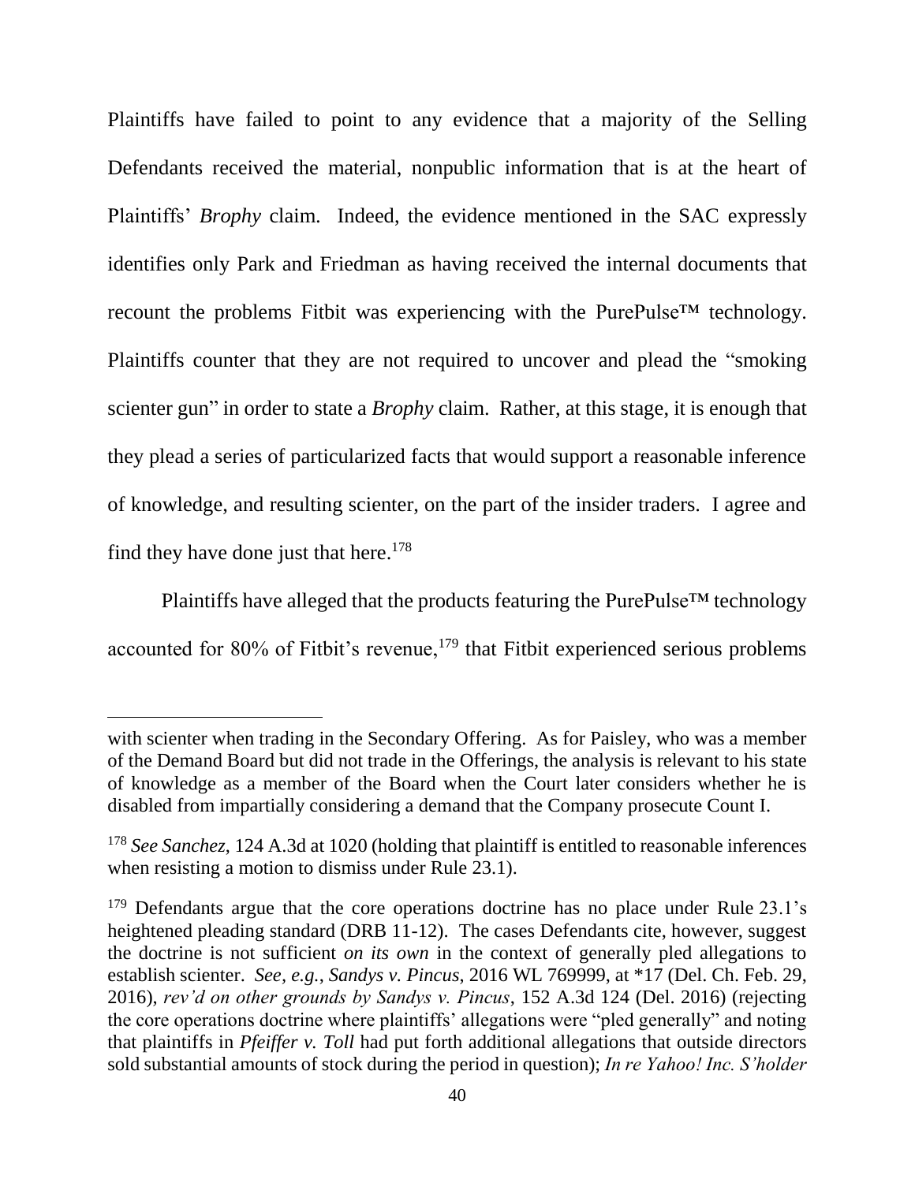Plaintiffs have failed to point to any evidence that a majority of the Selling Defendants received the material, nonpublic information that is at the heart of Plaintiffs' *Brophy* claim. Indeed, the evidence mentioned in the SAC expressly identifies only Park and Friedman as having received the internal documents that recount the problems Fitbit was experiencing with the PurePulse™ technology. Plaintiffs counter that they are not required to uncover and plead the "smoking scienter gun" in order to state a *Brophy* claim. Rather, at this stage, it is enough that they plead a series of particularized facts that would support a reasonable inference of knowledge, and resulting scienter, on the part of the insider traders. I agree and find they have done just that here.[178]

Plaintiffs have alleged that the products featuring the PurePulse™ technology accounted for 80% of Fitbit's revenue,[179] that Fitbit experienced serious problems

---

with scienter when trading in the Secondary Offering. As for Paisley, who was a member of the Demand Board but did not trade in the Offerings, the analysis is relevant to his state of knowledge as a member of the Board when the Court later considers whether he is disabled from impartially considering a demand that the Company prosecute Count I.

[178] *See Sanchez*, 124 A.3d at 1020 (holding that plaintiff is entitled to reasonable inferences when resisting a motion to dismiss under Rule 23.1).

[179] Defendants argue that the core operations doctrine has no place under Rule 23.1's heightened pleading standard (DRB 11-12). The cases Defendants cite, however, suggest the doctrine is not sufficient *on its own* in the context of generally pled allegations to establish scienter. *See, e.g.*, *Sandys v. Pincus*, 2016 WL 769999, at *17 (Del. Ch. Feb. 29, 2016), *rev'd on other grounds by Sandys v. Pincus*, 152 A.3d 124 (Del. 2016) (rejecting the core operations doctrine where plaintiffs' allegations were "pled generally" and noting that plaintiffs in *Pfeiffer v. Toll* had put forth additional allegations that outside directors sold substantial amounts of stock during the period in question); *In re Yahoo! Inc. S'holder*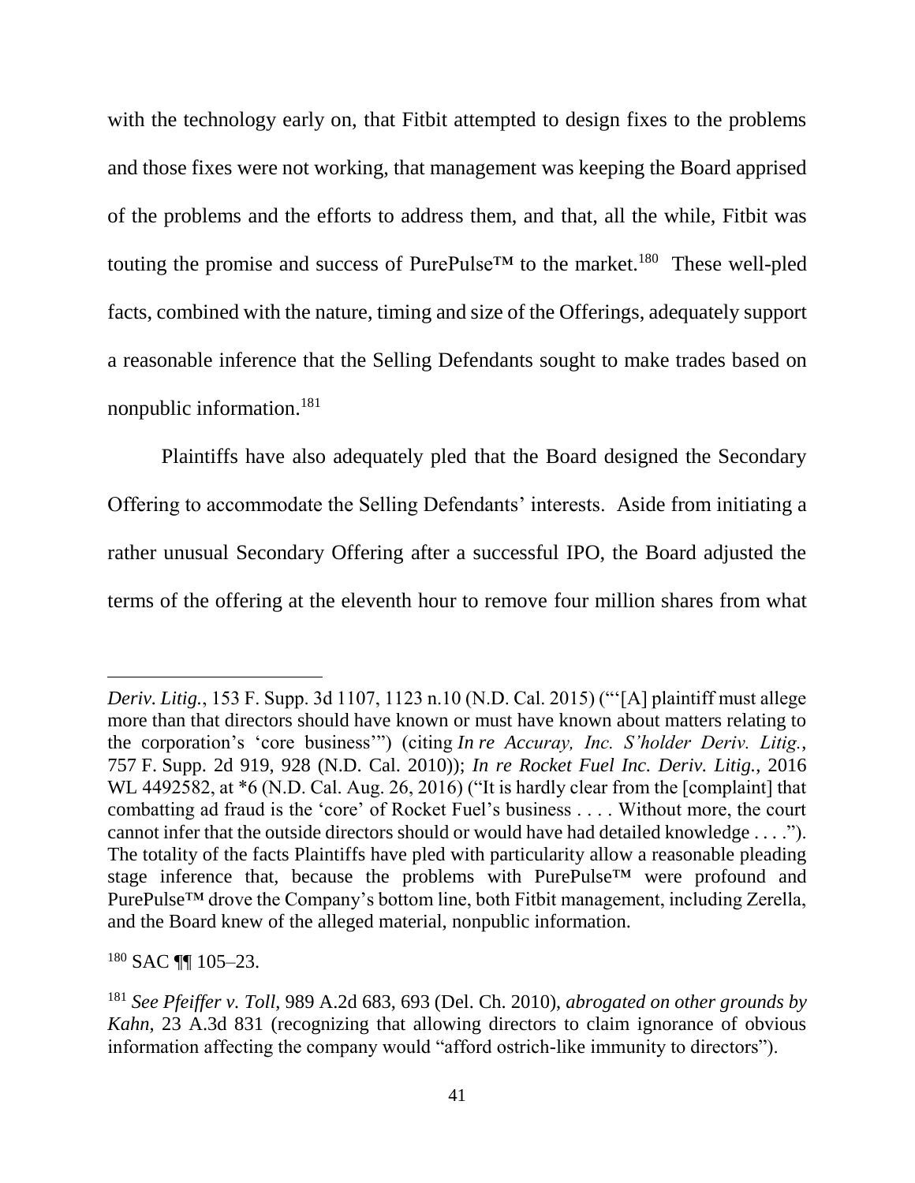with the technology early on, that Fitbit attempted to design fixes to the problems and those fixes were not working, that management was keeping the Board apprised of the problems and the efforts to address them, and that, all the while, Fitbit was touting the promise and success of PurePulse™ to the market.[180] These well-pled facts, combined with the nature, timing and size of the Offerings, adequately support a reasonable inference that the Selling Defendants sought to make trades based on nonpublic information.[181]

Plaintiffs have also adequately pled that the Board designed the Secondary Offering to accommodate the Selling Defendants' interests. Aside from initiating a rather unusual Secondary Offering after a successful IPO, the Board adjusted the terms of the offering at the eleventh hour to remove four million shares from what

---

*Deriv. Litig.*, 153 F. Supp. 3d 1107, 1123 n.10 (N.D. Cal. 2015) ("'[A] plaintiff must allege more than that directors should have known or must have known about matters relating to the corporation's 'core business'") (citing *In re Accuray, Inc. S'holder Deriv. Litig.*, 757 F. Supp. 2d 919, 928 (N.D. Cal. 2010)); *In re Rocket Fuel Inc. Deriv. Litig.*, 2016 WL 4492582, at *6 (N.D. Cal. Aug. 26, 2016) ("It is hardly clear from the [complaint] that combatting ad fraud is the 'core' of Rocket Fuel's business . . . . Without more, the court cannot infer that the outside directors should or would have had detailed knowledge . . . ."). The totality of the facts Plaintiffs have pled with particularity allow a reasonable pleading stage inference that, because the problems with PurePulse™ were profound and PurePulse™ drove the Company's bottom line, both Fitbit management, including Zerella, and the Board knew of the alleged material, nonpublic information.

[180] SAC ¶¶ 105–23.

[181] *See Pfeiffer v. Toll*, 989 A.2d 683, 693 (Del. Ch. 2010), *abrogated on other grounds by Kahn*, 23 A.3d 831 (recognizing that allowing directors to claim ignorance of obvious information affecting the company would "afford ostrich-like immunity to directors").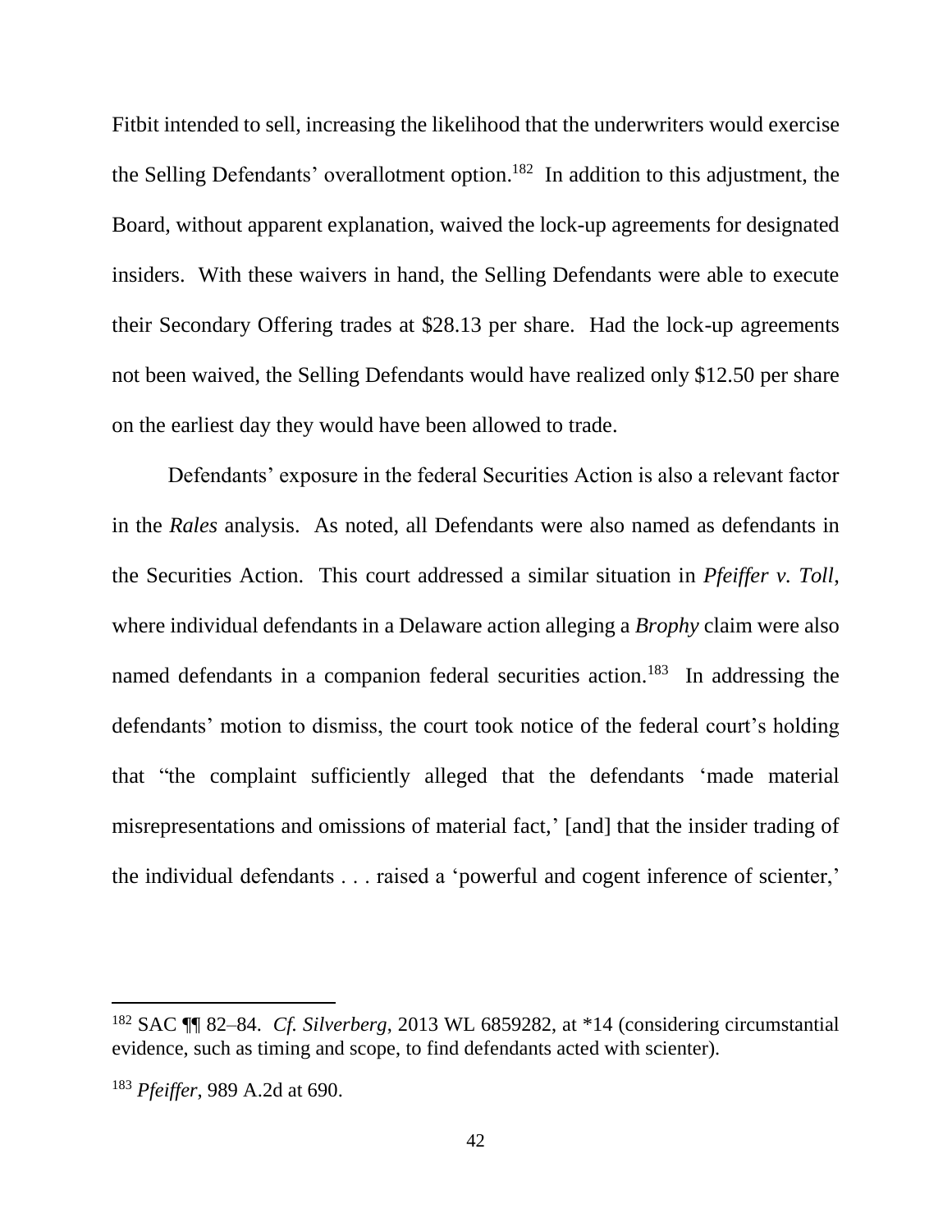Fitbit intended to sell, increasing the likelihood that the underwriters would exercise the Selling Defendants' overallotment option.[182] In addition to this adjustment, the Board, without apparent explanation, waived the lock-up agreements for designated insiders. With these waivers in hand, the Selling Defendants were able to execute their Secondary Offering trades at $28.13 per share. Had the lock-up agreements not been waived, the Selling Defendants would have realized only $12.50 per share on the earliest day they would have been allowed to trade.

Defendants' exposure in the federal Securities Action is also a relevant factor in the *Rales* analysis. As noted, all Defendants were also named as defendants in the Securities Action. This court addressed a similar situation in *Pfeiffer v. Toll*, where individual defendants in a Delaware action alleging a *Brophy* claim were also named defendants in a companion federal securities action.[183] In addressing the defendants' motion to dismiss, the court took notice of the federal court's holding that "the complaint sufficiently alleged that the defendants 'made material misrepresentations and omissions of material fact,' [and] that the insider trading of the individual defendants . . . raised a 'powerful and cogent inference of scienter,'

---

[182] SAC ¶¶ 82–84. *Cf. Silverberg*, 2013 WL 6859282, at *14 (considering circumstantial evidence, such as timing and scope, to find defendants acted with scienter).

[183] *Pfeiffer*, 989 A.2d at 690.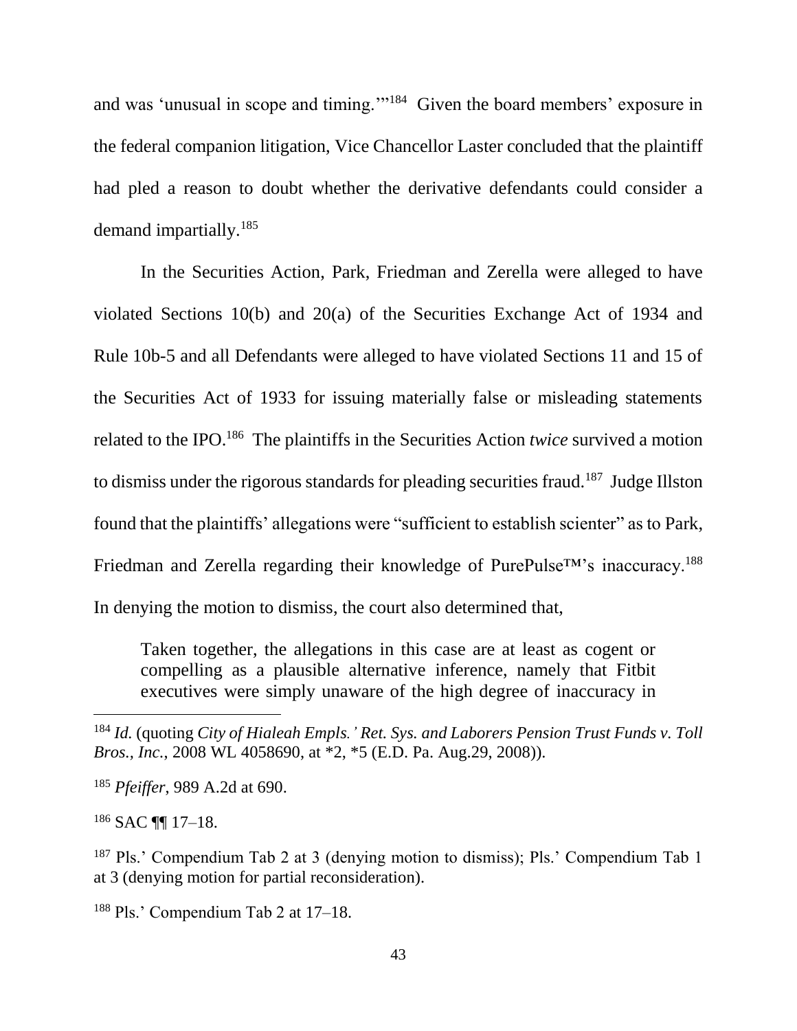and was 'unusual in scope and timing.'"[184] Given the board members' exposure in the federal companion litigation, Vice Chancellor Laster concluded that the plaintiff had pled a reason to doubt whether the derivative defendants could consider a demand impartially.[185]

In the Securities Action, Park, Friedman and Zerella were alleged to have violated Sections 10(b) and 20(a) of the Securities Exchange Act of 1934 and Rule 10b-5 and all Defendants were alleged to have violated Sections 11 and 15 of the Securities Act of 1933 for issuing materially false or misleading statements related to the IPO.[186] The plaintiffs in the Securities Action *twice* survived a motion to dismiss under the rigorous standards for pleading securities fraud.[187] Judge Illston found that the plaintiffs' allegations were "sufficient to establish scienter" as to Park, Friedman and Zerella regarding their knowledge of PurePulse™'s inaccuracy.[188] In denying the motion to dismiss, the court also determined that,

> Taken together, the allegations in this case are at least as cogent or compelling as a plausible alternative inference, namely that Fitbit executives were simply unaware of the high degree of inaccuracy in

---

[184] *Id.* (quoting *City of Hialeah Empls.' Ret. Sys. and Laborers Pension Trust Funds v. Toll Bros., Inc.*, 2008 WL 4058690, at \*2, \*5 (E.D. Pa. Aug.29, 2008)).

[185] *Pfeiffer*, 989 A.2d at 690.

[186] SAC ¶¶ 17–18.

[187] Pls.' Compendium Tab 2 at 3 (denying motion to dismiss); Pls.' Compendium Tab 1 at 3 (denying motion for partial reconsideration).

[188] Pls.' Compendium Tab 2 at 17–18.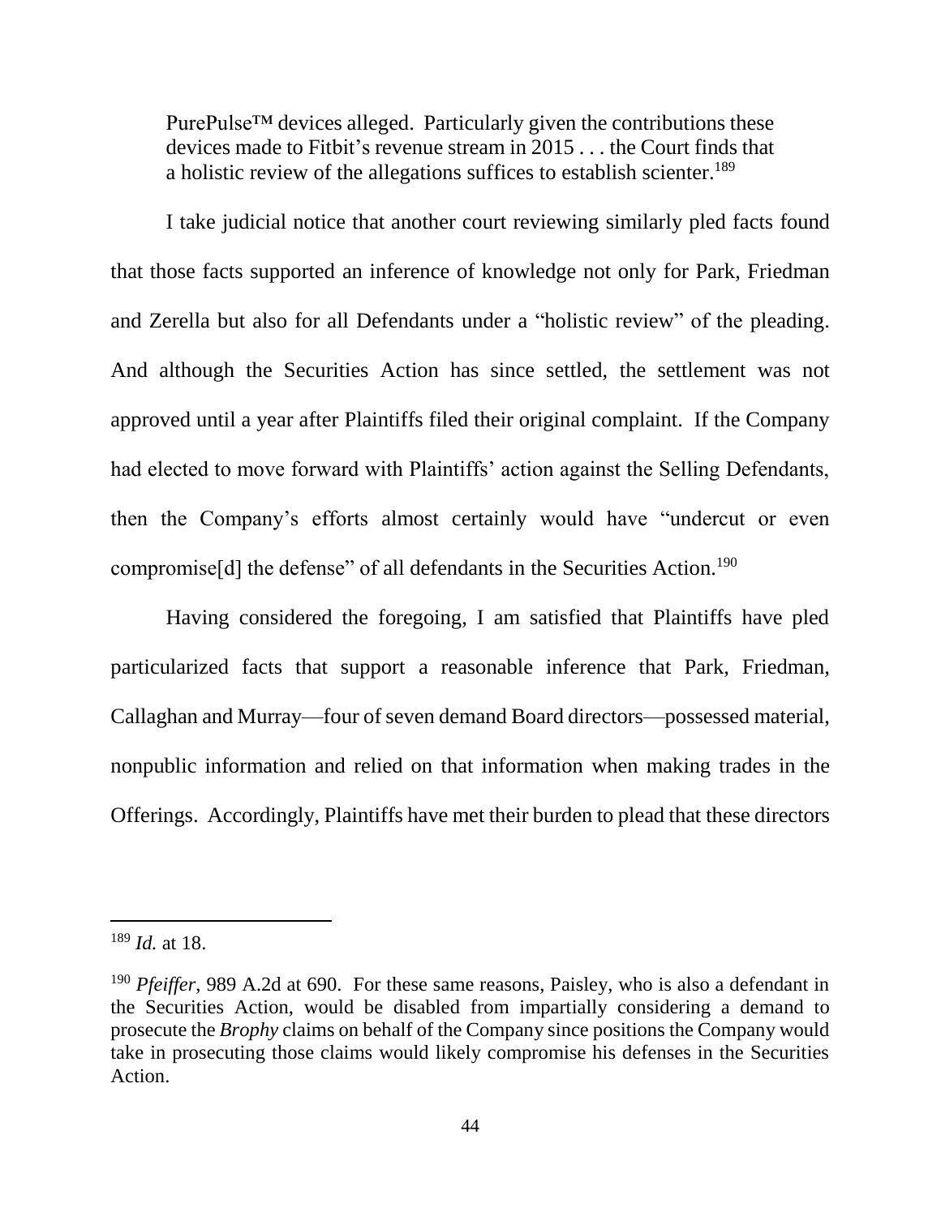> PurePulse™ devices alleged. Particularly given the contributions these devices made to Fitbit's revenue stream in 2015 . . . the Court finds that a holistic review of the allegations suffices to establish scienter.[189]

I take judicial notice that another court reviewing similarly pled facts found that those facts supported an inference of knowledge not only for Park, Friedman and Zerella but also for all Defendants under a "holistic review" of the pleading. And although the Securities Action has since settled, the settlement was not approved until a year after Plaintiffs filed their original complaint. If the Company had elected to move forward with Plaintiffs' action against the Selling Defendants, then the Company's efforts almost certainly would have "undercut or even compromise[d] the defense" of all defendants in the Securities Action.[190]

Having considered the foregoing, I am satisfied that Plaintiffs have pled particularized facts that support a reasonable inference that Park, Friedman, Callaghan and Murray—four of seven demand Board directors—possessed material, nonpublic information and relied on that information when making trades in the Offerings. Accordingly, Plaintiffs have met their burden to plead that these directors

---

[189] *Id.* at 18.

[190] *Pfeiffer*, 989 A.2d at 690. For these same reasons, Paisley, who is also a defendant in the Securities Action, would be disabled from impartially considering a demand to prosecute the *Brophy* claims on behalf of the Company since positions the Company would take in prosecuting those claims would likely compromise his defenses in the Securities Action.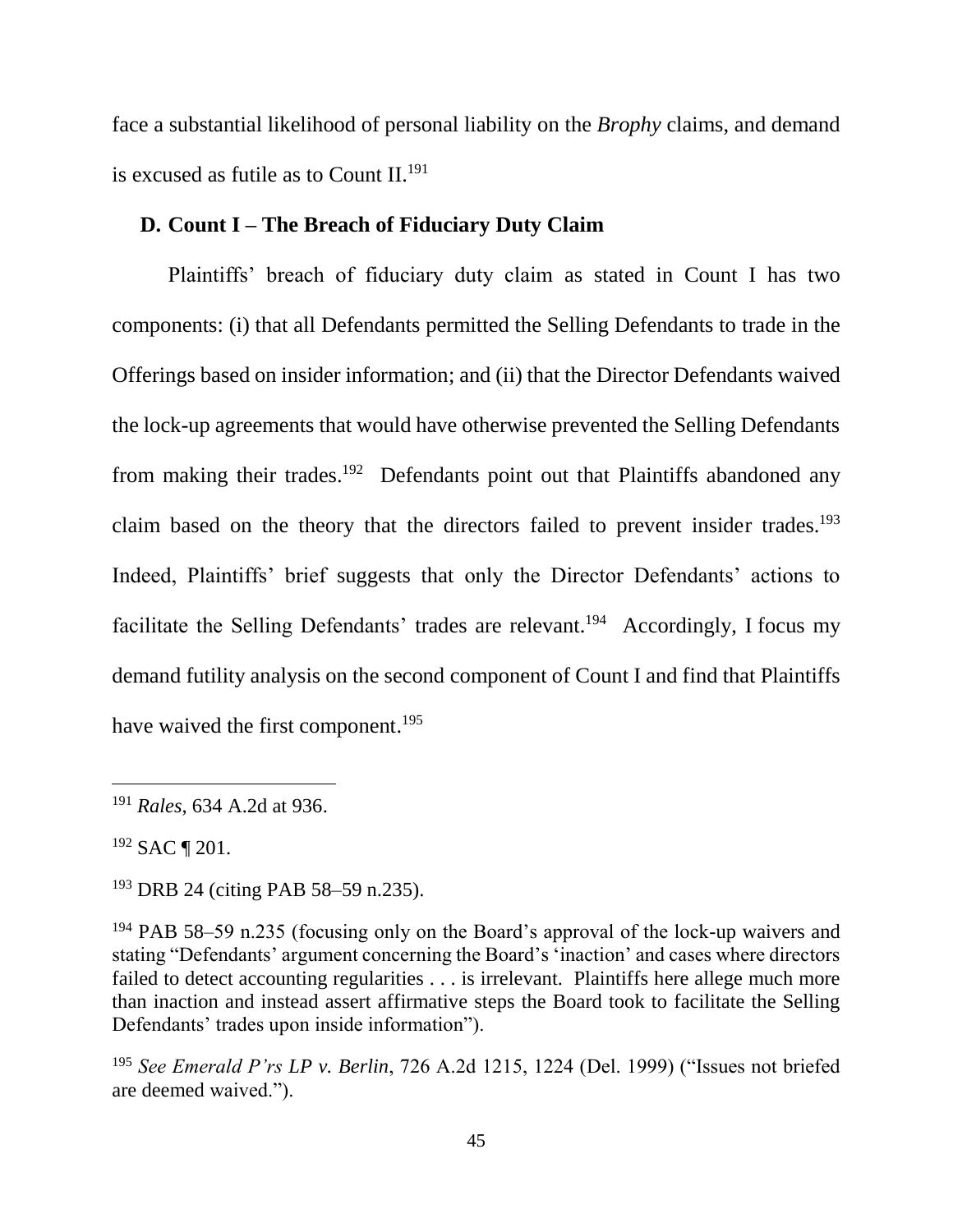face a substantial likelihood of personal liability on the *Brophy* claims, and demand is excused as futile as to Count II.[191]

### D. Count I – The Breach of Fiduciary Duty Claim

Plaintiffs' breach of fiduciary duty claim as stated in Count I has two components: (i) that all Defendants permitted the Selling Defendants to trade in the Offerings based on insider information; and (ii) that the Director Defendants waived the lock-up agreements that would have otherwise prevented the Selling Defendants from making their trades.[192] Defendants point out that Plaintiffs abandoned any claim based on the theory that the directors failed to prevent insider trades.[193] Indeed, Plaintiffs' brief suggests that only the Director Defendants' actions to facilitate the Selling Defendants' trades are relevant.[194] Accordingly, I focus my demand futility analysis on the second component of Count I and find that Plaintiffs have waived the first component.[195]

---

[191] *Rales*, 634 A.2d at 936.

[192] SAC ¶ 201.

[193] DRB 24 (citing PAB 58–59 n.235).

[194] PAB 58–59 n.235 (focusing only on the Board's approval of the lock-up waivers and stating "Defendants' argument concerning the Board's 'inaction' and cases where directors failed to detect accounting regularities . . . is irrelevant. Plaintiffs here allege much more than inaction and instead assert affirmative steps the Board took to facilitate the Selling Defendants' trades upon inside information").

[195] *See Emerald P'rs LP v. Berlin*, 726 A.2d 1215, 1224 (Del. 1999) ("Issues not briefed are deemed waived.").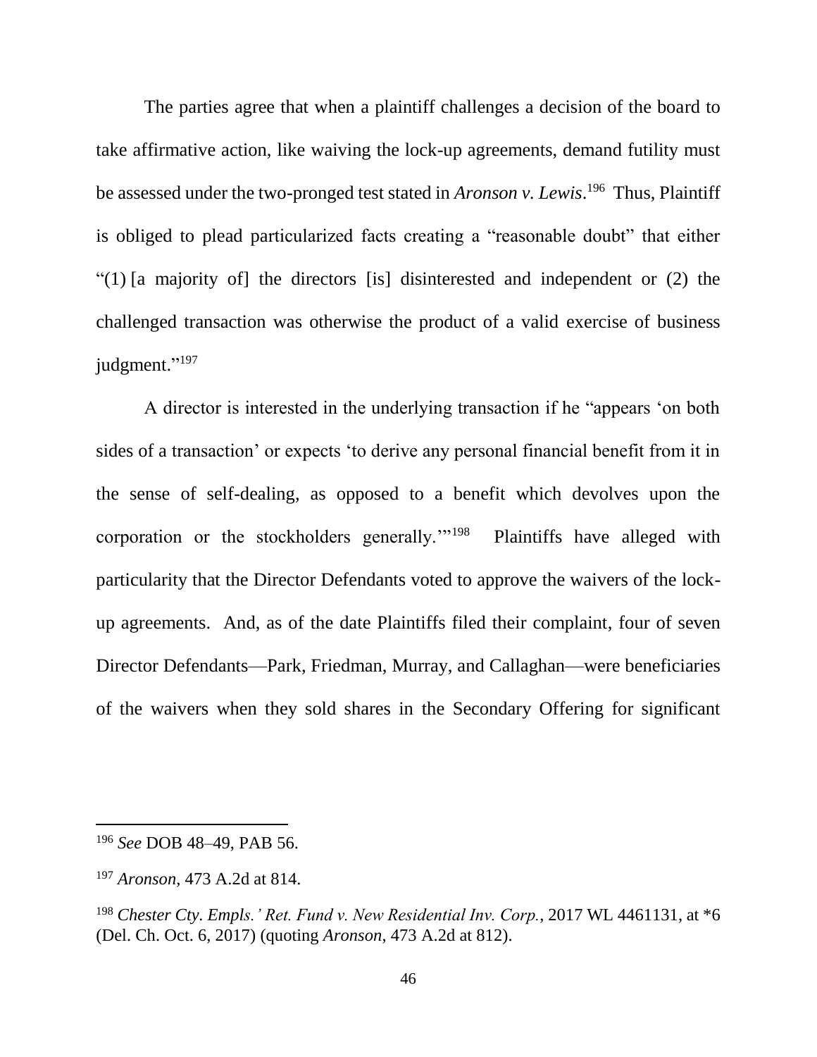The parties agree that when a plaintiff challenges a decision of the board to take affirmative action, like waiving the lock-up agreements, demand futility must be assessed under the two-pronged test stated in *Aronson v. Lewis*.[196] Thus, Plaintiff is obliged to plead particularized facts creating a "reasonable doubt" that either "(1) [a majority of] the directors [is] disinterested and independent or (2) the challenged transaction was otherwise the product of a valid exercise of business judgment."[197]

A director is interested in the underlying transaction if he "appears 'on both sides of a transaction' or expects 'to derive any personal financial benefit from it in the sense of self-dealing, as opposed to a benefit which devolves upon the corporation or the stockholders generally.'"[198] Plaintiffs have alleged with particularity that the Director Defendants voted to approve the waivers of the lock-up agreements. And, as of the date Plaintiffs filed their complaint, four of seven Director Defendants—Park, Friedman, Murray, and Callaghan—were beneficiaries of the waivers when they sold shares in the Secondary Offering for significant

---

[196] *See* DOB 48–49, PAB 56.

[197] *Aronson*, 473 A.2d at 814.

[198] *Chester Cty. Empls.' Ret. Fund v. New Residential Inv. Corp.*, 2017 WL 4461131, at *6 (Del. Ch. Oct. 6, 2017) (quoting *Aronson*, 473 A.2d at 812).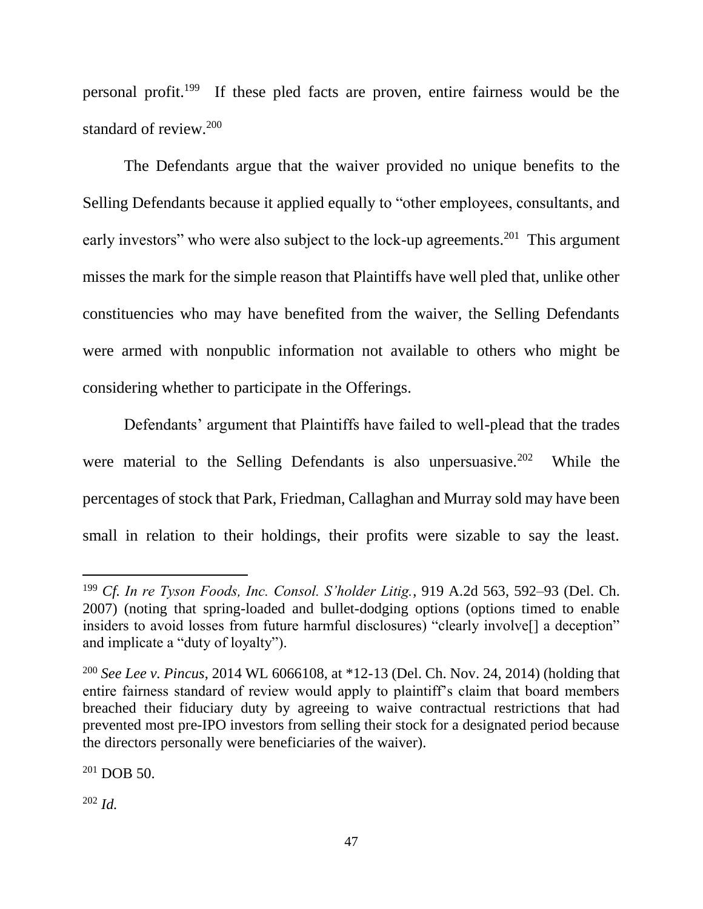personal profit.[199] If these pled facts are proven, entire fairness would be the standard of review.[200]

The Defendants argue that the waiver provided no unique benefits to the Selling Defendants because it applied equally to "other employees, consultants, and early investors" who were also subject to the lock-up agreements.[201] This argument misses the mark for the simple reason that Plaintiffs have well pled that, unlike other constituencies who may have benefited from the waiver, the Selling Defendants were armed with nonpublic information not available to others who might be considering whether to participate in the Offerings.

Defendants' argument that Plaintiffs have failed to well-plead that the trades were material to the Selling Defendants is also unpersuasive.[202] While the percentages of stock that Park, Friedman, Callaghan and Murray sold may have been small in relation to their holdings, their profits were sizable to say the least.

---

[199] *Cf. In re Tyson Foods, Inc. Consol. S'holder Litig.*, 919 A.2d 563, 592–93 (Del. Ch. 2007) (noting that spring-loaded and bullet-dodging options (options timed to enable insiders to avoid losses from future harmful disclosures) "clearly involve[] a deception" and implicate a "duty of loyalty").

[200] *See Lee v. Pincus*, 2014 WL 6066108, at *12-13 (Del. Ch. Nov. 24, 2014) (holding that entire fairness standard of review would apply to plaintiff's claim that board members breached their fiduciary duty by agreeing to waive contractual restrictions that had prevented most pre-IPO investors from selling their stock for a designated period because the directors personally were beneficiaries of the waiver).

[201] DOB 50.

[202] *Id.*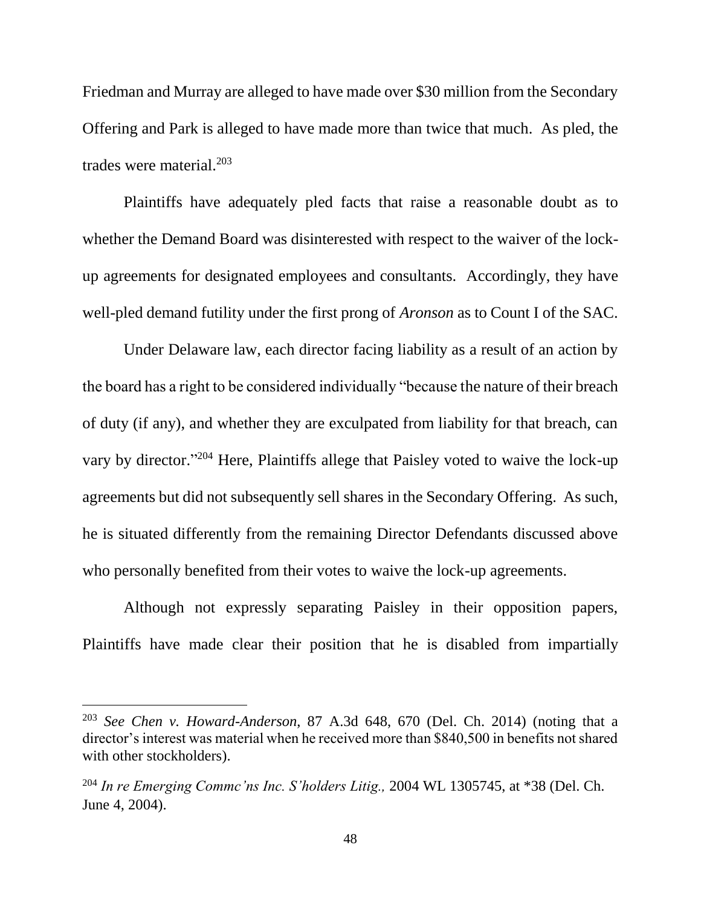Friedman and Murray are alleged to have made over $30 million from the Secondary Offering and Park is alleged to have made more than twice that much. As pled, the trades were material.[203]

Plaintiffs have adequately pled facts that raise a reasonable doubt as to whether the Demand Board was disinterested with respect to the waiver of the lock-up agreements for designated employees and consultants. Accordingly, they have well-pled demand futility under the first prong of *Aronson* as to Count I of the SAC.

Under Delaware law, each director facing liability as a result of an action by the board has a right to be considered individually "because the nature of their breach of duty (if any), and whether they are exculpated from liability for that breach, can vary by director."[204] Here, Plaintiffs allege that Paisley voted to waive the lock-up agreements but did not subsequently sell shares in the Secondary Offering. As such, he is situated differently from the remaining Director Defendants discussed above who personally benefited from their votes to waive the lock-up agreements.

Although not expressly separating Paisley in their opposition papers, Plaintiffs have made clear their position that he is disabled from impartially

---

[203] *See Chen v. Howard-Anderson*, 87 A.3d 648, 670 (Del. Ch. 2014) (noting that a director's interest was material when he received more than $840,500 in benefits not shared with other stockholders).

[204] *In re Emerging Commc'ns Inc. S'holders Litig.,* 2004 WL 1305745, at *38 (Del. Ch. June 4, 2004).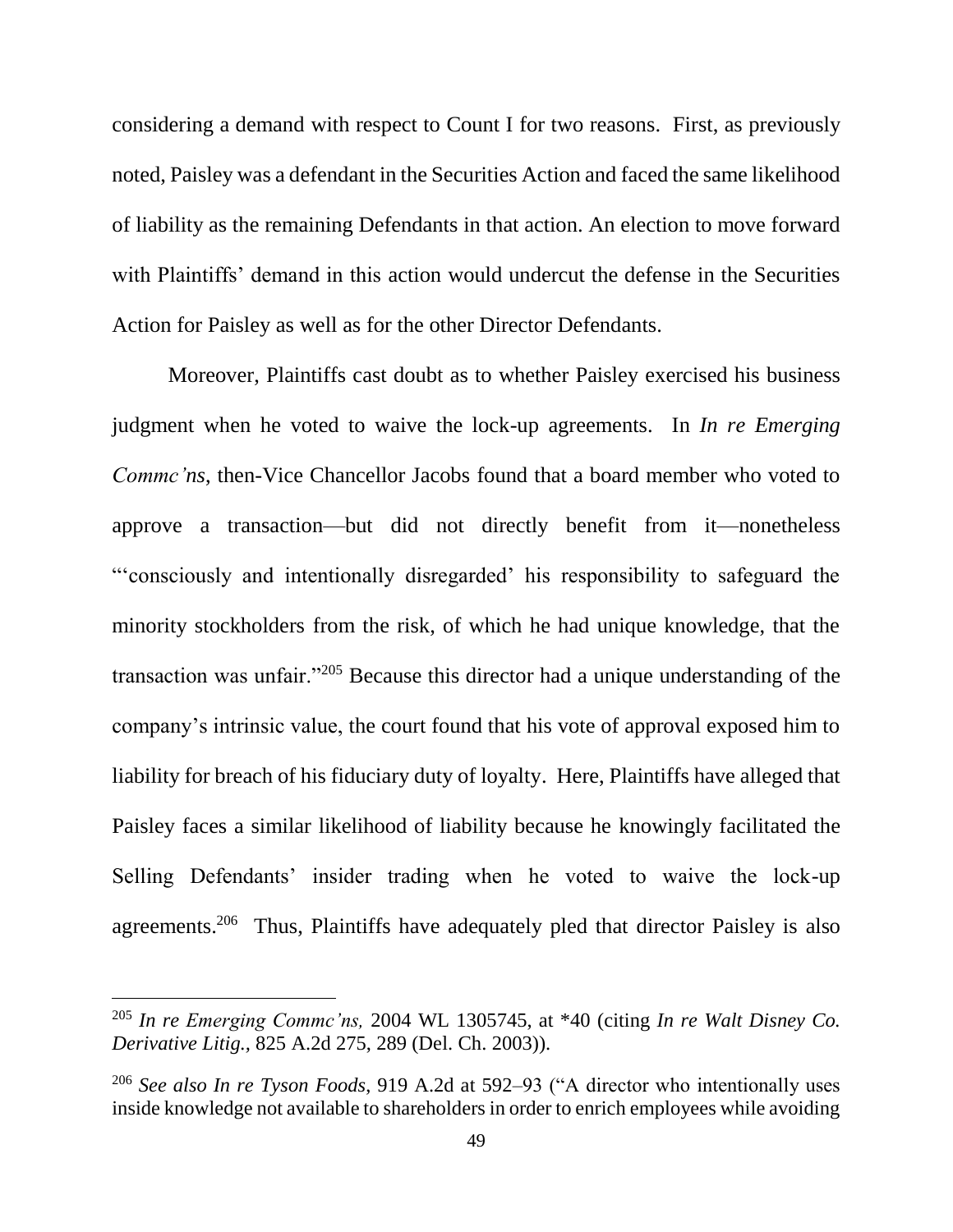considering a demand with respect to Count I for two reasons. First, as previously noted, Paisley was a defendant in the Securities Action and faced the same likelihood of liability as the remaining Defendants in that action. An election to move forward with Plaintiffs' demand in this action would undercut the defense in the Securities Action for Paisley as well as for the other Director Defendants.

Moreover, Plaintiffs cast doubt as to whether Paisley exercised his business judgment when he voted to waive the lock-up agreements. In *In re Emerging Commc'ns*, then-Vice Chancellor Jacobs found that a board member who voted to approve a transaction—but did not directly benefit from it—nonetheless "'consciously and intentionally disregarded' his responsibility to safeguard the minority stockholders from the risk, of which he had unique knowledge, that the transaction was unfair."[205] Because this director had a unique understanding of the company's intrinsic value, the court found that his vote of approval exposed him to liability for breach of his fiduciary duty of loyalty. Here, Plaintiffs have alleged that Paisley faces a similar likelihood of liability because he knowingly facilitated the Selling Defendants' insider trading when he voted to waive the lock-up agreements.[206] Thus, Plaintiffs have adequately pled that director Paisley is also

---

[205] *In re Emerging Commc'ns,* 2004 WL 1305745, at *40 (citing *In re Walt Disney Co. Derivative Litig.*, 825 A.2d 275, 289 (Del. Ch. 2003)).

[206] *See also In re Tyson Foods*, 919 A.2d at 592–93 ("A director who intentionally uses inside knowledge not available to shareholders in order to enrich employees while avoiding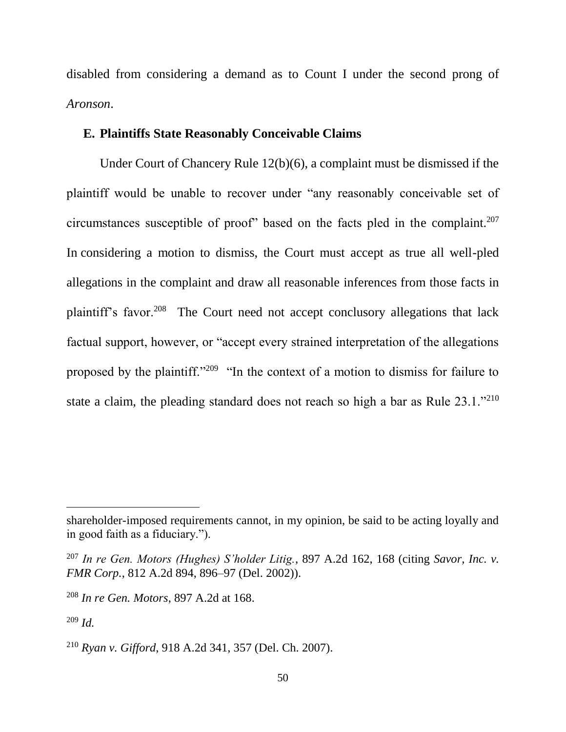disabled from considering a demand as to Count I under the second prong of *Aronson*.

### E. Plaintiffs State Reasonably Conceivable Claims

Under Court of Chancery Rule 12(b)(6), a complaint must be dismissed if the plaintiff would be unable to recover under "any reasonably conceivable set of circumstances susceptible of proof" based on the facts pled in the complaint.[207] In considering a motion to dismiss, the Court must accept as true all well-pled allegations in the complaint and draw all reasonable inferences from those facts in plaintiff's favor.[208] The Court need not accept conclusory allegations that lack factual support, however, or "accept every strained interpretation of the allegations proposed by the plaintiff."[209] "In the context of a motion to dismiss for failure to state a claim, the pleading standard does not reach so high a bar as Rule 23.1."[210]

---

shareholder-imposed requirements cannot, in my opinion, be said to be acting loyally and in good faith as a fiduciary.").

[207] *In re Gen. Motors (Hughes) S'holder Litig.*, 897 A.2d 162, 168 (citing *Savor, Inc. v. FMR Corp.*, 812 A.2d 894, 896–97 (Del. 2002)).

[208] *In re Gen. Motors*, 897 A.2d at 168.

[209] *Id.*

[210] *Ryan v. Gifford*, 918 A.2d 341, 357 (Del. Ch. 2007).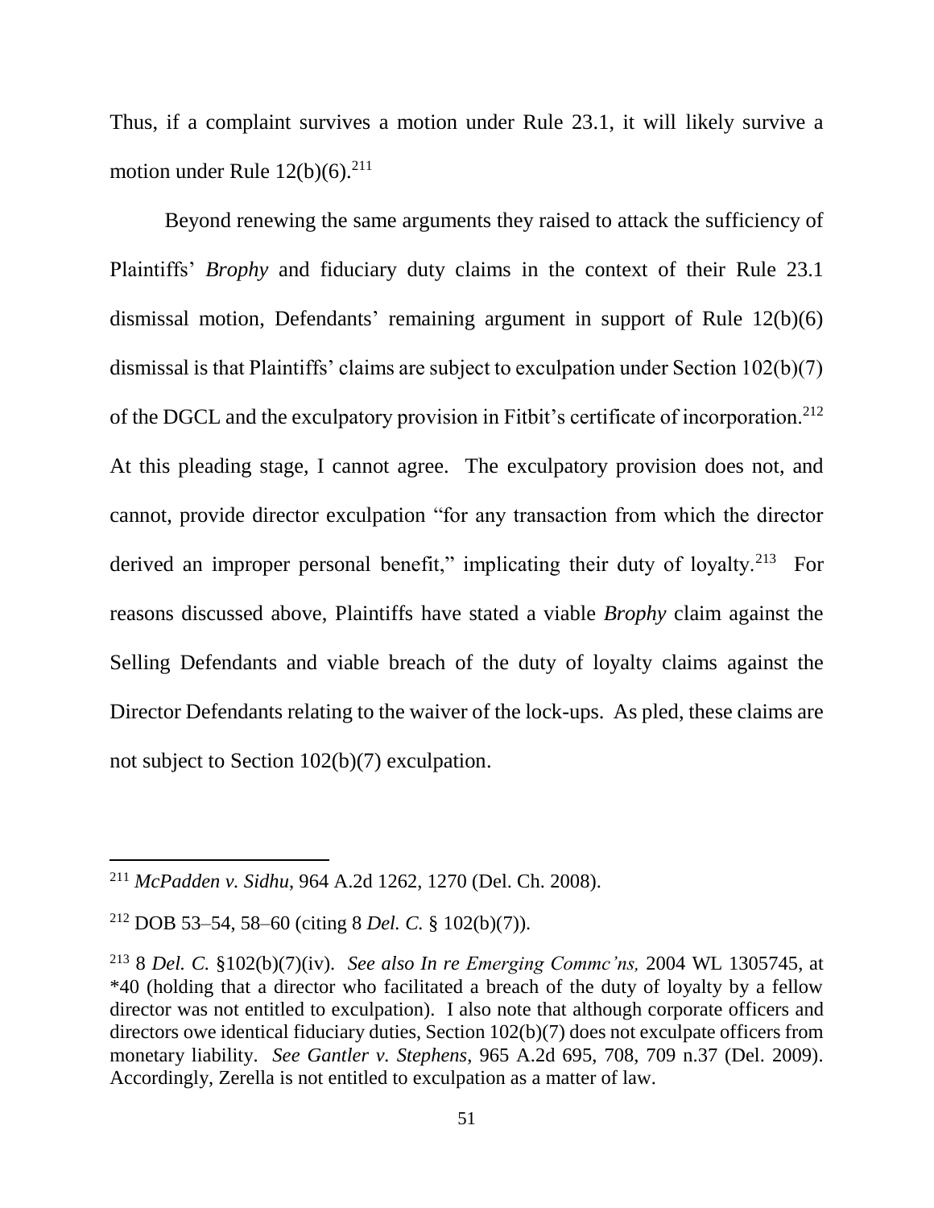Thus, if a complaint survives a motion under Rule 23.1, it will likely survive a motion under Rule 12(b)(6).[211]

Beyond renewing the same arguments they raised to attack the sufficiency of Plaintiffs' *Brophy* and fiduciary duty claims in the context of their Rule 23.1 dismissal motion, Defendants' remaining argument in support of Rule 12(b)(6) dismissal is that Plaintiffs' claims are subject to exculpation under Section 102(b)(7) of the DGCL and the exculpatory provision in Fitbit's certificate of incorporation.[212] At this pleading stage, I cannot agree. The exculpatory provision does not, and cannot, provide director exculpation "for any transaction from which the director derived an improper personal benefit," implicating their duty of loyalty.[213] For reasons discussed above, Plaintiffs have stated a viable *Brophy* claim against the Selling Defendants and viable breach of the duty of loyalty claims against the Director Defendants relating to the waiver of the lock-ups. As pled, these claims are not subject to Section 102(b)(7) exculpation.

---

[211] *McPadden v. Sidhu*, 964 A.2d 1262, 1270 (Del. Ch. 2008).

[212] DOB 53–54, 58–60 (citing 8 *Del. C.* § 102(b)(7)).

[213] 8 *Del. C.* §102(b)(7)(iv). *See also In re Emerging Commc'ns,* 2004 WL 1305745, at *40 (holding that a director who facilitated a breach of the duty of loyalty by a fellow director was not entitled to exculpation). I also note that although corporate officers and directors owe identical fiduciary duties, Section 102(b)(7) does not exculpate officers from monetary liability. *See Gantler v. Stephens*, 965 A.2d 695, 708, 709 n.37 (Del. 2009). Accordingly, Zerella is not entitled to exculpation as a matter of law.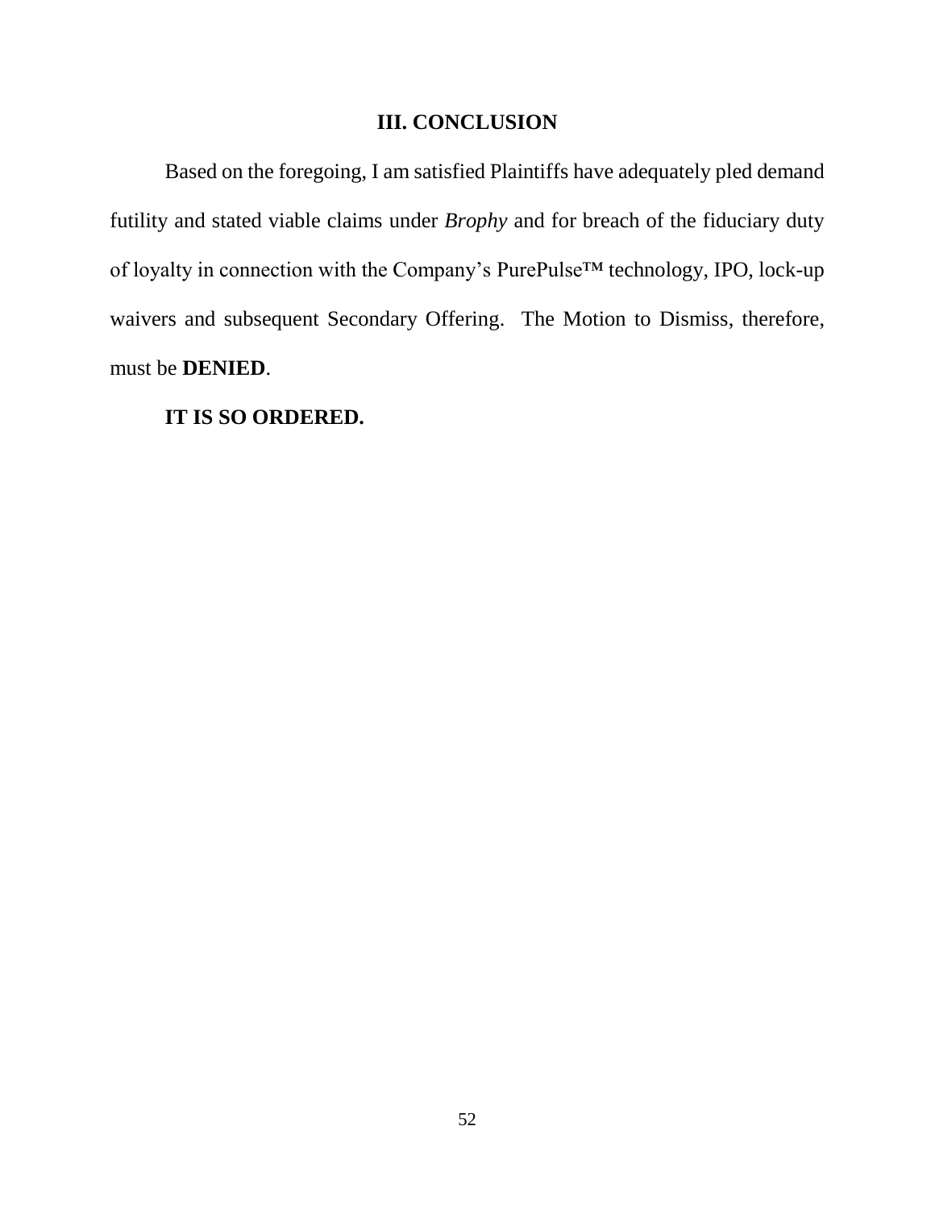## III. CONCLUSION

Based on the foregoing, I am satisfied Plaintiffs have adequately pled demand futility and stated viable claims under *Brophy* and for breach of the fiduciary duty of loyalty in connection with the Company's PurePulse™ technology, IPO, lock-up waivers and subsequent Secondary Offering. The Motion to Dismiss, therefore, must be **DENIED**.

**IT IS SO ORDERED.**